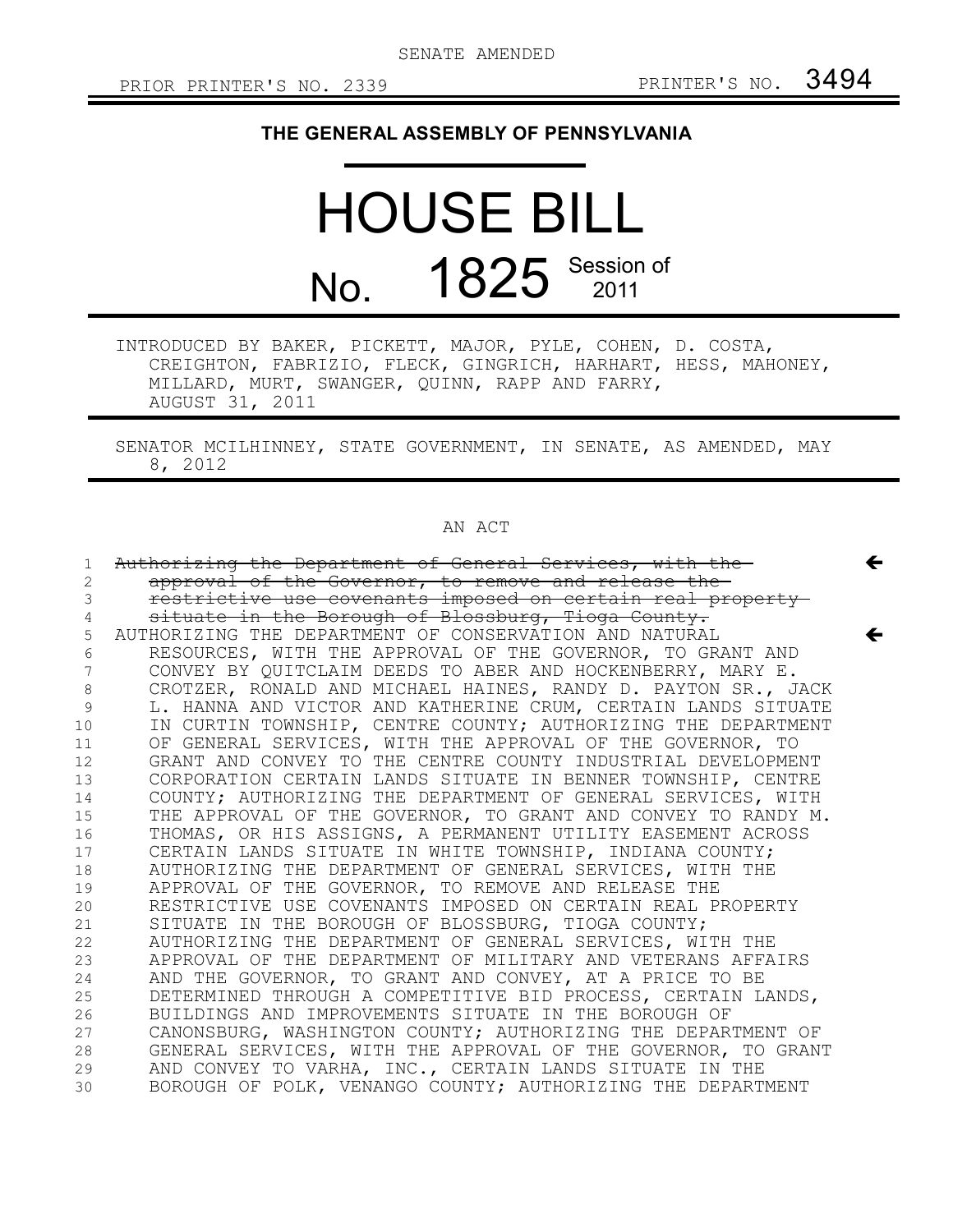SENATE AMENDED

PRIOR PRINTER'S NO. 2339 PRINTER'S NO. 3494

**THE GENERAL ASSEMBLY OF PENNSYLVANIA**

# HOUSE BILL

# No. 1825 Session of 2011

INTRODUCED BY BAKER, PICKETT, MAJOR, PYLE, COHEN, D. COSTA, CREIGHTON, FABRIZIO, FLECK, GINGRICH, HARHART, HESS, MAHONEY, MILLARD, MURT, SWANGER, QUINN, RAPP AND FARRY, AUGUST 31, 2011

SENATOR MCILHINNEY, STATE GOVERNMENT, IN SENATE, AS AMENDED, MAY 8, 2012

AN ACT

~~Authorizing the Department of General Services, with the approval of the Governor, to remove and release the restrictive use covenants imposed on certain real property situate in the Borough of Blossburg, Tioga County.~~

AUTHORIZING THE DEPARTMENT OF CONSERVATION AND NATURAL RESOURCES, WITH THE APPROVAL OF THE GOVERNOR, TO GRANT AND CONVEY BY QUITCLAIM DEEDS TO ABER AND HOCKENBERRY, MARY E. CROTZER, RONALD AND MICHAEL HAINES, RANDY D. PAYTON SR., JACK L. HANNA AND VICTOR AND KATHERINE CRUM, CERTAIN LANDS SITUATE IN CURTIN TOWNSHIP, CENTRE COUNTY; AUTHORIZING THE DEPARTMENT OF GENERAL SERVICES, WITH THE APPROVAL OF THE GOVERNOR, TO GRANT AND CONVEY TO THE CENTRE COUNTY INDUSTRIAL DEVELOPMENT CORPORATION CERTAIN LANDS SITUATE IN BENNER TOWNSHIP, CENTRE COUNTY; AUTHORIZING THE DEPARTMENT OF GENERAL SERVICES, WITH THE APPROVAL OF THE GOVERNOR, TO GRANT AND CONVEY TO RANDY M. THOMAS, OR HIS ASSIGNS, A PERMANENT UTILITY EASEMENT ACROSS CERTAIN LANDS SITUATE IN WHITE TOWNSHIP, INDIANA COUNTY; AUTHORIZING THE DEPARTMENT OF GENERAL SERVICES, WITH THE APPROVAL OF THE GOVERNOR, TO REMOVE AND RELEASE THE RESTRICTIVE USE COVENANTS IMPOSED ON CERTAIN REAL PROPERTY SITUATE IN THE BOROUGH OF BLOSSBURG, TIOGA COUNTY; AUTHORIZING THE DEPARTMENT OF GENERAL SERVICES, WITH THE APPROVAL OF THE DEPARTMENT OF MILITARY AND VETERANS AFFAIRS AND THE GOVERNOR, TO GRANT AND CONVEY, AT A PRICE TO BE DETERMINED THROUGH A COMPETITIVE BID PROCESS, CERTAIN LANDS, BUILDINGS AND IMPROVEMENTS SITUATE IN THE BOROUGH OF CANONSBURG, WASHINGTON COUNTY; AUTHORIZING THE DEPARTMENT OF GENERAL SERVICES, WITH THE APPROVAL OF THE GOVERNOR, TO GRANT AND CONVEY TO VARHA, INC., CERTAIN LANDS SITUATE IN THE BOROUGH OF POLK, VENANGO COUNTY; AUTHORIZING THE DEPARTMENT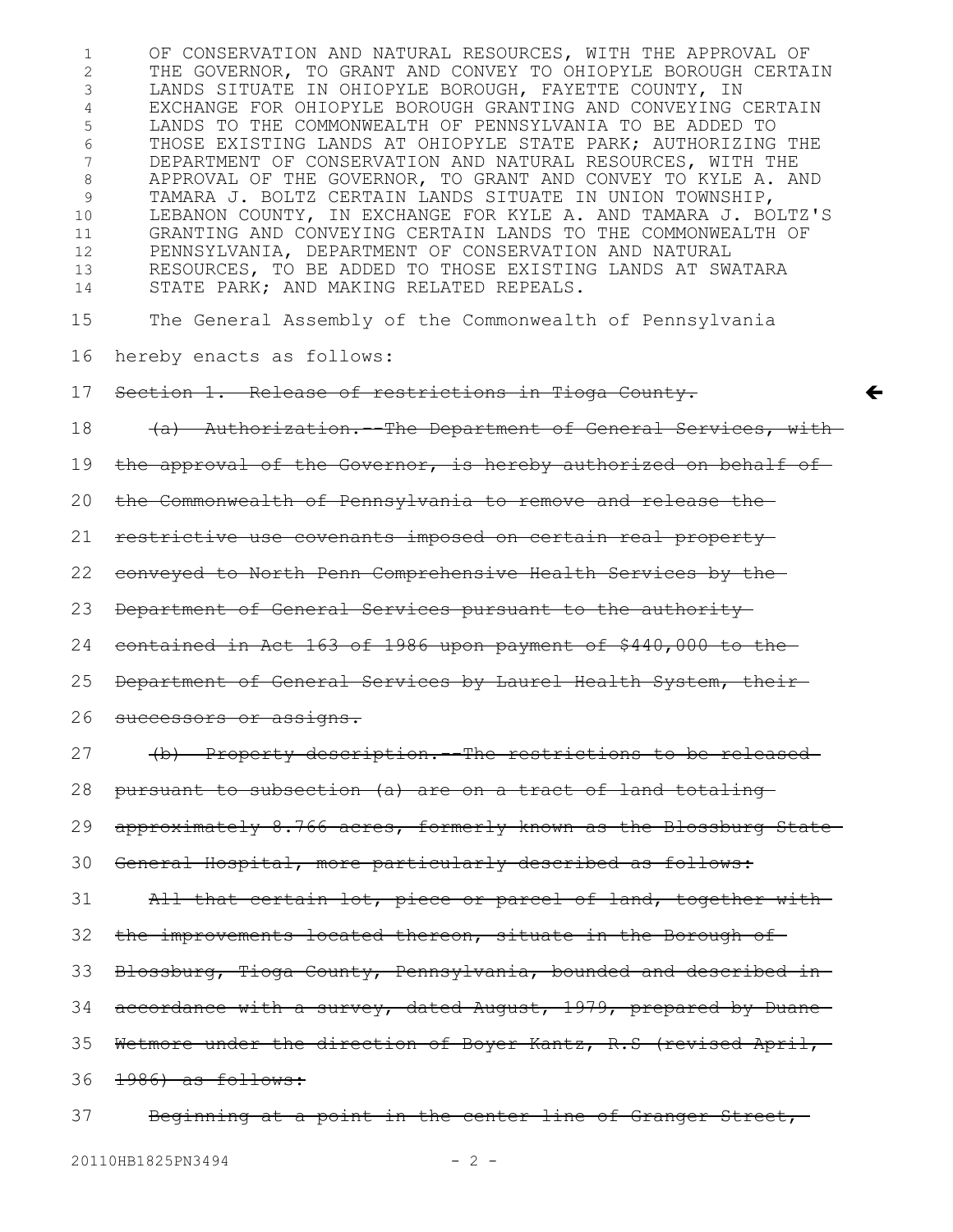OF CONSERVATION AND NATURAL RESOURCES, WITH THE APPROVAL OF THE GOVERNOR, TO GRANT AND CONVEY TO OHIOPYLE BOROUGH CERTAIN LANDS SITUATE IN OHIOPYLE BOROUGH, FAYETTE COUNTY, IN EXCHANGE FOR OHIOPYLE BOROUGH GRANTING AND CONVEYING CERTAIN LANDS TO THE COMMONWEALTH OF PENNSYLVANIA TO BE ADDED TO THOSE EXISTING LANDS AT OHIOPYLE STATE PARK; AUTHORIZING THE DEPARTMENT OF CONSERVATION AND NATURAL RESOURCES, WITH THE APPROVAL OF THE GOVERNOR, TO GRANT AND CONVEY TO KYLE A. AND TAMARA J. BOLTZ CERTAIN LANDS SITUATE IN UNION TOWNSHIP, LEBANON COUNTY, IN EXCHANGE FOR KYLE A. AND TAMARA J. BOLTZ'S GRANTING AND CONVEYING CERTAIN LANDS TO THE COMMONWEALTH OF PENNSYLVANIA, DEPARTMENT OF CONSERVATION AND NATURAL RESOURCES, TO BE ADDED TO THOSE EXISTING LANDS AT SWATARA STATE PARK; AND MAKING RELATED REPEALS.

The General Assembly of the Commonwealth of Pennsylvania hereby enacts as follows:

~~Section 1. Release of restrictions in Tioga County.~~

~~(a) Authorization.--The Department of General Services, with the approval of the Governor, is hereby authorized on behalf of the Commonwealth of Pennsylvania to remove and release the restrictive use covenants imposed on certain real property conveyed to North Penn Comprehensive Health Services by the Department of General Services pursuant to the authority contained in Act 163 of 1986 upon payment of $440,000 to the Department of General Services by Laurel Health System, their successors or assigns.~~

~~(b) Property description.--The restrictions to be released pursuant to subsection (a) are on a tract of land totaling approximately 8.766 acres, formerly known as the Blossburg State General Hospital, more particularly described as follows:~~

~~All that certain lot, piece or parcel of land, together with the improvements located thereon, situate in the Borough of Blossburg, Tioga County, Pennsylvania, bounded and described in accordance with a survey, dated August, 1979, prepared by Duane Wetmore under the direction of Boyer Kantz, R.S (revised April, 1986) as follows:~~

~~Beginning at a point in the center line of Granger Street,~~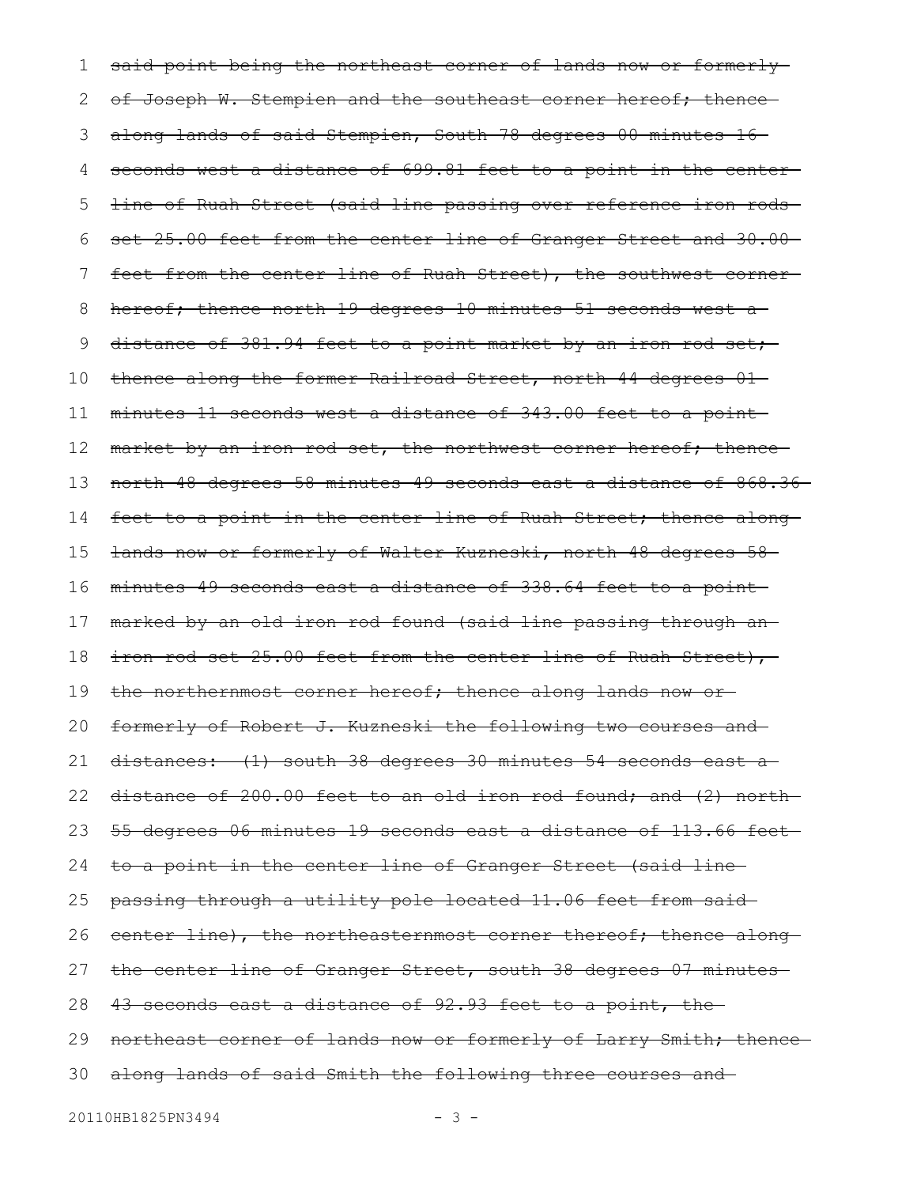~~said point being the northeast corner of lands now or formerly of Joseph W. Stempien and the southeast corner hereof; thence along lands of said Stempien, South 78 degrees 00 minutes 16 seconds west a distance of 699.81 feet to a point in the center line of Ruah Street (said line passing over reference iron rods set 25.00 feet from the center line of Granger Street and 30.00 feet from the center line of Ruah Street), the southwest corner hereof; thence north 19 degrees 10 minutes 51 seconds west a distance of 381.94 feet to a point market by an iron rod set; thence along the former Railroad Street, north 44 degrees 01 minutes 11 seconds west a distance of 343.00 feet to a point market by an iron rod set, the northwest corner hereof; thence north 48 degrees 58 minutes 49 seconds east a distance of 868.36 feet to a point in the center line of Ruah Street; thence along lands now or formerly of Walter Kuzneski, north 48 degrees 58 minutes 49 seconds east a distance of 338.64 feet to a point marked by an old iron rod found (said line passing through an iron rod set 25.00 feet from the center line of Ruah Street), the northernmost corner hereof; thence along lands now or formerly of Robert J. Kuzneski the following two courses and distances: (1) south 38 degrees 30 minutes 54 seconds east a distance of 200.00 feet to an old iron rod found; and (2) north 55 degrees 06 minutes 19 seconds east a distance of 113.66 feet to a point in the center line of Granger Street (said line passing through a utility pole located 11.06 feet from said center line), the northeasternmost corner thereof; thence along the center line of Granger Street, south 38 degrees 07 minutes 43 seconds east a distance of 92.93 feet to a point, the northeast corner of lands now or formerly of Larry Smith; thence along lands of said Smith the following three courses and~~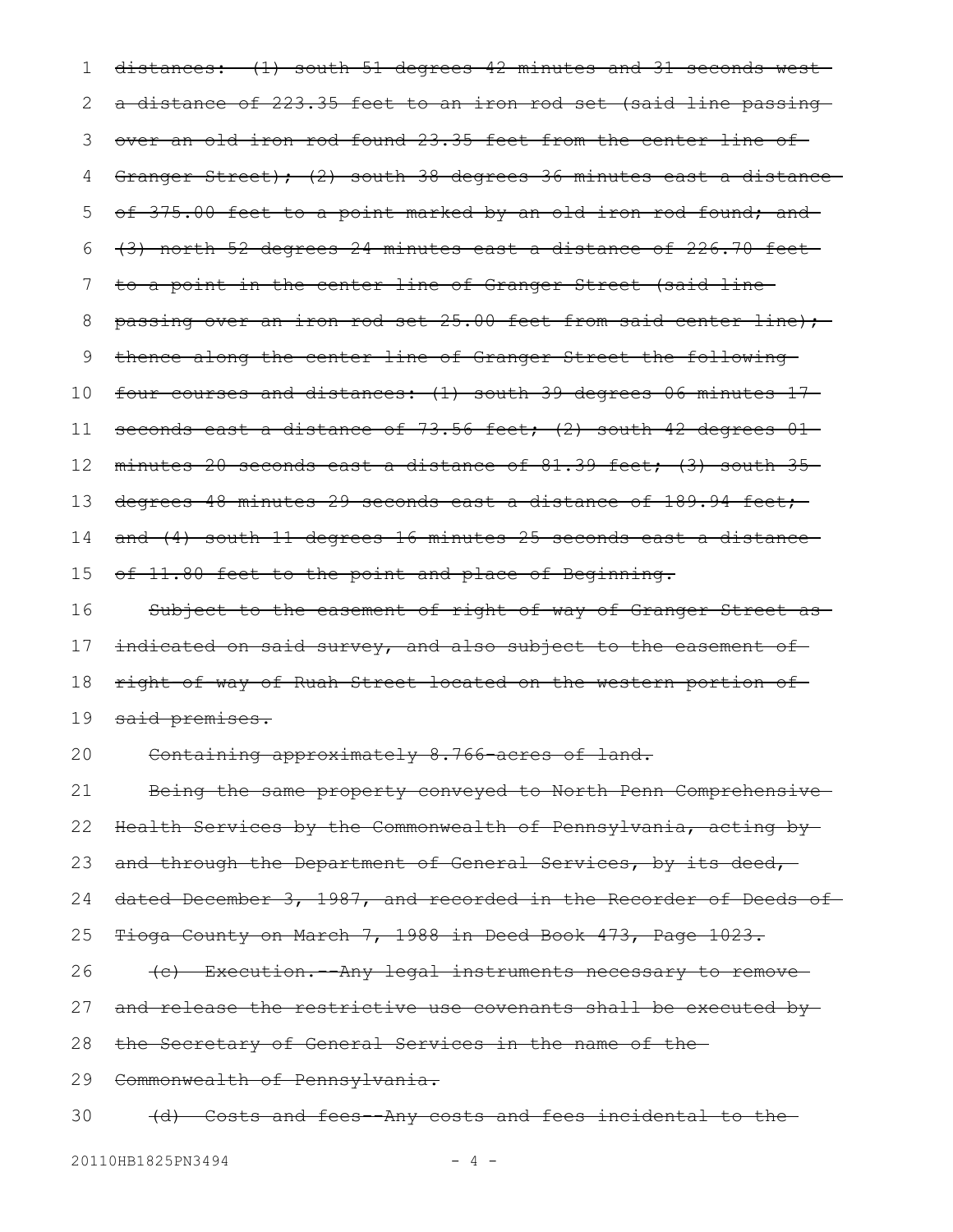~~distances: (1) south 51 degrees 42 minutes and 31 seconds west a distance of 223.35 feet to an iron rod set (said line passing over an old iron rod found 23.35 feet from the center line of Granger Street); (2) south 38 degrees 36 minutes east a distance of 375.00 feet to a point marked by an old iron rod found; and (3) north 52 degrees 24 minutes east a distance of 226.70 feet to a point in the center line of Granger Street (said line passing over an iron rod set 25.00 feet from said center line); thence along the center line of Granger Street the following four courses and distances: (1) south 39 degrees 06 minutes 17 seconds east a distance of 73.56 feet; (2) south 42 degrees 01 minutes 20 seconds east a distance of 81.39 feet; (3) south 35 degrees 48 minutes 29 seconds east a distance of 189.94 feet; and (4) south 11 degrees 16 minutes 25 seconds east a distance of 11.80 feet to the point and place of Beginning.~~

~~Subject to the easement of right of way of Granger Street as indicated on said survey, and also subject to the easement of right of way of Ruah Street located on the western portion of said premises.~~

~~Containing approximately 8.766-acres of land.~~

~~Being the same property conveyed to North Penn Comprehensive Health Services by the Commonwealth of Pennsylvania, acting by and through the Department of General Services, by its deed, dated December 3, 1987, and recorded in the Recorder of Deeds of Tioga County on March 7, 1988 in Deed Book 473, Page 1023.~~

~~(c) Execution.--Any legal instruments necessary to remove and release the restrictive use covenants shall be executed by the Secretary of General Services in the name of the Commonwealth of Pennsylvania.~~

~~(d) Costs and fees--Any costs and fees incidental to the~~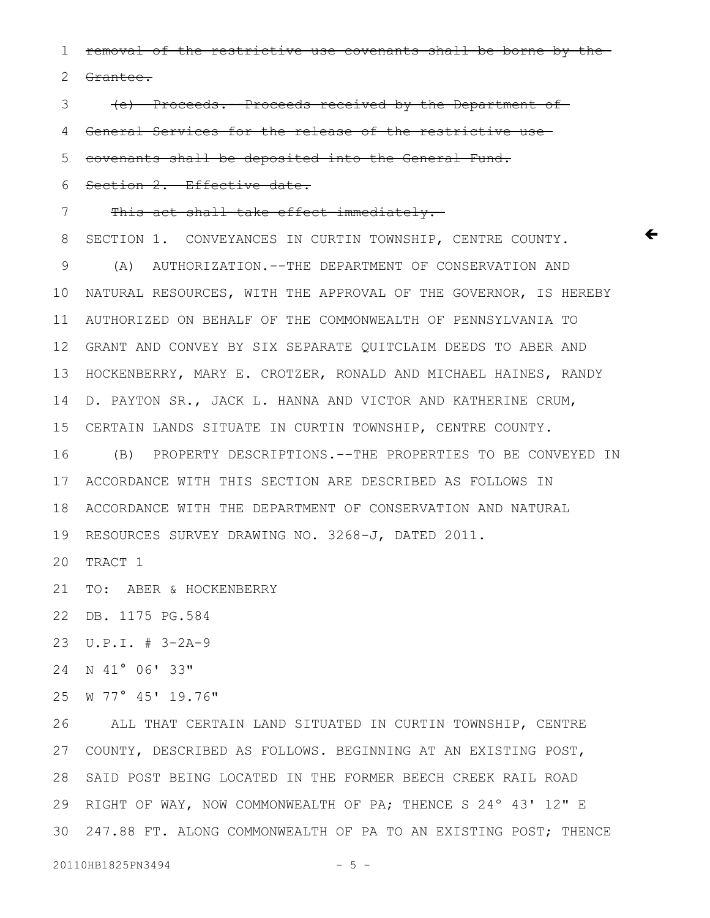~~removal of the restrictive use covenants shall be borne by the Grantee.~~

~~(c) Proceeds.--Proceeds received by the Department of General Services for the release of the restrictive use covenants shall be deposited into the General Fund.~~

~~Section 2. Effective date.~~

~~This act shall take effect immediately.~~

SECTION 1. CONVEYANCES IN CURTIN TOWNSHIP, CENTRE COUNTY.

(A) AUTHORIZATION.--THE DEPARTMENT OF CONSERVATION AND NATURAL RESOURCES, WITH THE APPROVAL OF THE GOVERNOR, IS HEREBY AUTHORIZED ON BEHALF OF THE COMMONWEALTH OF PENNSYLVANIA TO GRANT AND CONVEY BY SIX SEPARATE QUITCLAIM DEEDS TO ABER AND HOCKENBERRY, MARY E. CROTZER, RONALD AND MICHAEL HAINES, RANDY D. PAYTON SR., JACK L. HANNA AND VICTOR AND KATHERINE CRUM, CERTAIN LANDS SITUATE IN CURTIN TOWNSHIP, CENTRE COUNTY.

(B) PROPERTY DESCRIPTIONS.--THE PROPERTIES TO BE CONVEYED IN ACCORDANCE WITH THIS SECTION ARE DESCRIBED AS FOLLOWS IN ACCORDANCE WITH THE DEPARTMENT OF CONSERVATION AND NATURAL RESOURCES SURVEY DRAWING NO. 3268-J, DATED 2011.

TRACT 1

TO: ABER & HOCKENBERRY

DB. 1175 PG.584

U.P.I. # 3-2A-9

N 41° 06' 33"

W 77° 45' 19.76"

ALL THAT CERTAIN LAND SITUATED IN CURTIN TOWNSHIP, CENTRE COUNTY, DESCRIBED AS FOLLOWS. BEGINNING AT AN EXISTING POST, SAID POST BEING LOCATED IN THE FORMER BEECH CREEK RAIL ROAD RIGHT OF WAY, NOW COMMONWEALTH OF PA; THENCE S 24° 43' 12" E 247.88 FT. ALONG COMMONWEALTH OF PA TO AN EXISTING POST; THENCE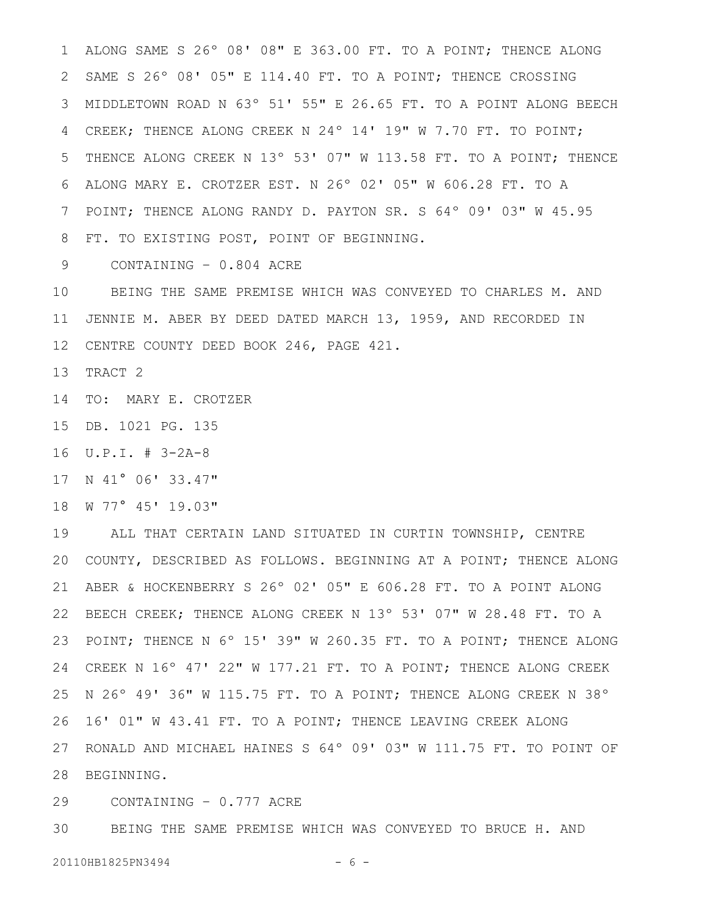ALONG SAME S 26° 08' 08" E 363.00 FT. TO A POINT; THENCE ALONG SAME S 26° 08' 05" E 114.40 FT. TO A POINT; THENCE CROSSING MIDDLETOWN ROAD N 63° 51' 55" E 26.65 FT. TO A POINT ALONG BEECH CREEK; THENCE ALONG CREEK N 24° 14' 19" W 7.70 FT. TO POINT; THENCE ALONG CREEK N 13° 53' 07" W 113.58 FT. TO A POINT; THENCE ALONG MARY E. CROTZER EST. N 26° 02' 05" W 606.28 FT. TO A POINT; THENCE ALONG RANDY D. PAYTON SR. S 64° 09' 03" W 45.95 FT. TO EXISTING POST, POINT OF BEGINNING.

CONTAINING - 0.804 ACRE

BEING THE SAME PREMISE WHICH WAS CONVEYED TO CHARLES M. AND JENNIE M. ABER BY DEED DATED MARCH 13, 1959, AND RECORDED IN CENTRE COUNTY DEED BOOK 246, PAGE 421.

TRACT 2

TO: MARY E. CROTZER

DB. 1021 PG. 135

U.P.I. # 3-2A-8

N 41° 06' 33.47"

W 77° 45' 19.03"

ALL THAT CERTAIN LAND SITUATED IN CURTIN TOWNSHIP, CENTRE COUNTY, DESCRIBED AS FOLLOWS. BEGINNING AT A POINT; THENCE ALONG ABER & HOCKENBERRY S 26° 02' 05" E 606.28 FT. TO A POINT ALONG BEECH CREEK; THENCE ALONG CREEK N 13° 53' 07" W 28.48 FT. TO A POINT; THENCE N 6° 15' 39" W 260.35 FT. TO A POINT; THENCE ALONG CREEK N 16° 47' 22" W 177.21 FT. TO A POINT; THENCE ALONG CREEK N 26° 49' 36" W 115.75 FT. TO A POINT; THENCE ALONG CREEK N 38° 16' 01" W 43.41 FT. TO A POINT; THENCE LEAVING CREEK ALONG RONALD AND MICHAEL HAINES S 64° 09' 03" W 111.75 FT. TO POINT OF BEGINNING.

CONTAINING - 0.777 ACRE

BEING THE SAME PREMISE WHICH WAS CONVEYED TO BRUCE H. AND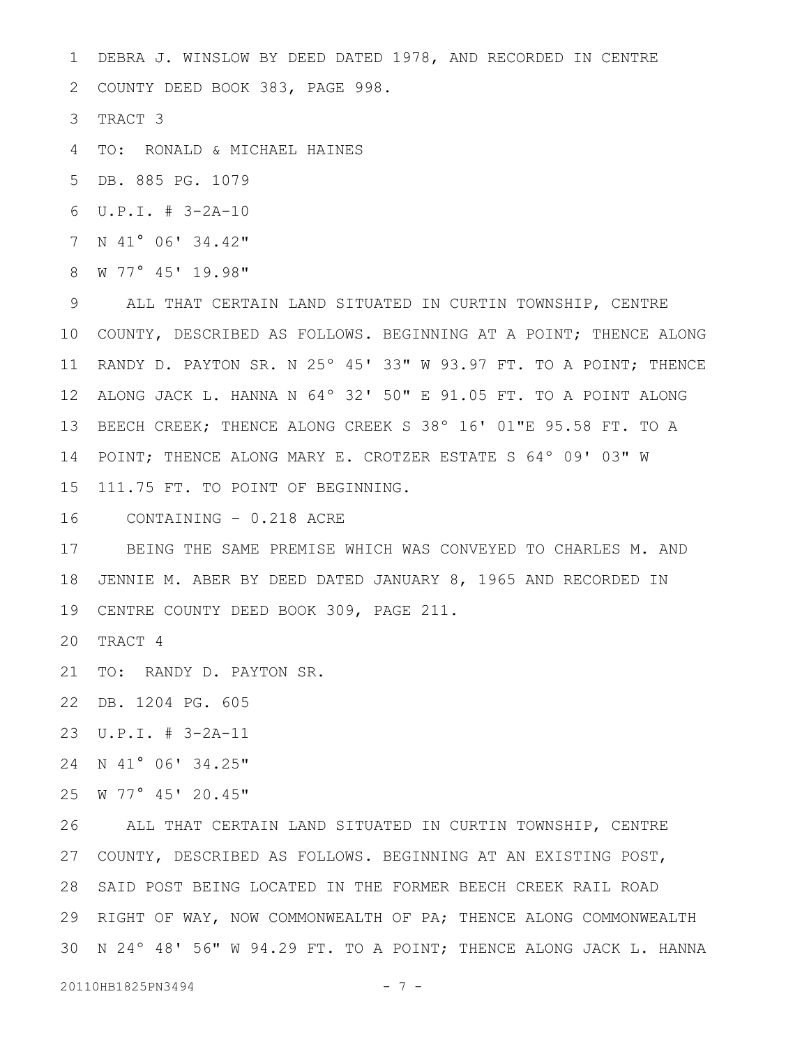DEBRA J. WINSLOW BY DEED DATED 1978, AND RECORDED IN CENTRE COUNTY DEED BOOK 383, PAGE 998.

TRACT 3

TO: RONALD & MICHAEL HAINES

DB. 885 PG. 1079

U.P.I. # 3-2A-10

N 41° 06' 34.42"

W 77° 45' 19.98"

ALL THAT CERTAIN LAND SITUATED IN CURTIN TOWNSHIP, CENTRE COUNTY, DESCRIBED AS FOLLOWS. BEGINNING AT A POINT; THENCE ALONG RANDY D. PAYTON SR. N 25° 45' 33" W 93.97 FT. TO A POINT; THENCE ALONG JACK L. HANNA N 64° 32' 50" E 91.05 FT. TO A POINT ALONG BEECH CREEK; THENCE ALONG CREEK S 38° 16' 01"E 95.58 FT. TO A POINT; THENCE ALONG MARY E. CROTZER ESTATE S 64° 09' 03" W 111.75 FT. TO POINT OF BEGINNING.

CONTAINING - 0.218 ACRE

BEING THE SAME PREMISE WHICH WAS CONVEYED TO CHARLES M. AND JENNIE M. ABER BY DEED DATED JANUARY 8, 1965 AND RECORDED IN CENTRE COUNTY DEED BOOK 309, PAGE 211.

TRACT 4

TO: RANDY D. PAYTON SR.

DB. 1204 PG. 605

U.P.I. # 3-2A-11

N 41° 06' 34.25"

W 77° 45' 20.45"

ALL THAT CERTAIN LAND SITUATED IN CURTIN TOWNSHIP, CENTRE COUNTY, DESCRIBED AS FOLLOWS. BEGINNING AT AN EXISTING POST, SAID POST BEING LOCATED IN THE FORMER BEECH CREEK RAIL ROAD RIGHT OF WAY, NOW COMMONWEALTH OF PA; THENCE ALONG COMMONWEALTH N 24° 48' 56" W 94.29 FT. TO A POINT; THENCE ALONG JACK L. HANNA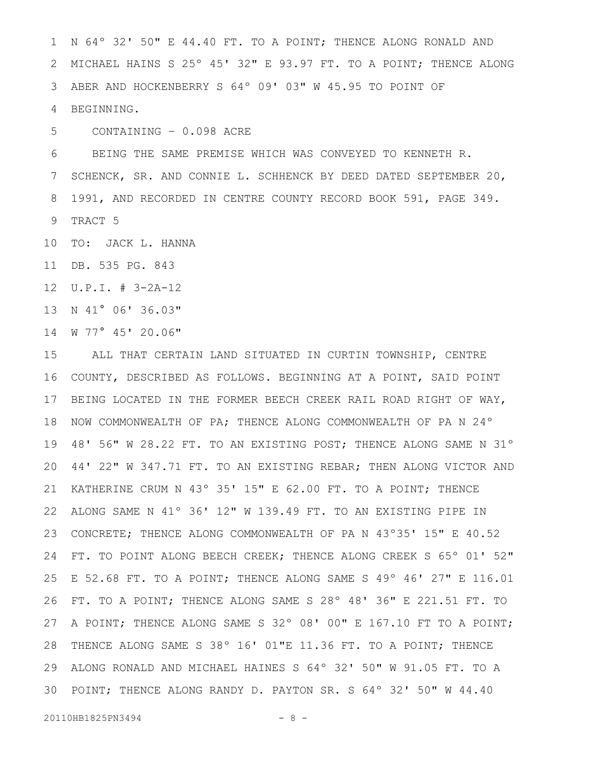N 64° 32' 50" E 44.40 FT. TO A POINT; THENCE ALONG RONALD AND MICHAEL HAINS S 25° 45' 32" E 93.97 FT. TO A POINT; THENCE ALONG ABER AND HOCKENBERRY S 64° 09' 03" W 45.95 TO POINT OF BEGINNING.

CONTAINING - 0.098 ACRE

BEING THE SAME PREMISE WHICH WAS CONVEYED TO KENNETH R. SCHENCK, SR. AND CONNIE L. SCHHENCK BY DEED DATED SEPTEMBER 20, 1991, AND RECORDED IN CENTRE COUNTY RECORD BOOK 591, PAGE 349.

TRACT 5

TO: JACK L. HANNA

DB. 535 PG. 843

U.P.I. # 3-2A-12

N 41° 06' 36.03"

W 77° 45' 20.06"

ALL THAT CERTAIN LAND SITUATED IN CURTIN TOWNSHIP, CENTRE COUNTY, DESCRIBED AS FOLLOWS. BEGINNING AT A POINT, SAID POINT BEING LOCATED IN THE FORMER BEECH CREEK RAIL ROAD RIGHT OF WAY, NOW COMMONWEALTH OF PA; THENCE ALONG COMMONWEALTH OF PA N 24° 48' 56" W 28.22 FT. TO AN EXISTING POST; THENCE ALONG SAME N 31° 44' 22" W 347.71 FT. TO AN EXISTING REBAR; THEN ALONG VICTOR AND KATHERINE CRUM N 43° 35' 15" E 62.00 FT. TO A POINT; THENCE ALONG SAME N 41° 36' 12" W 139.49 FT. TO AN EXISTING PIPE IN CONCRETE; THENCE ALONG COMMONWEALTH OF PA N 43°35' 15" E 40.52 FT. TO POINT ALONG BEECH CREEK; THENCE ALONG CREEK S 65° 01' 52" E 52.68 FT. TO A POINT; THENCE ALONG SAME S 49° 46' 27" E 116.01 FT. TO A POINT; THENCE ALONG SAME S 28° 48' 36" E 221.51 FT. TO A POINT; THENCE ALONG SAME S 32° 08' 00" E 167.10 FT TO A POINT; THENCE ALONG SAME S 38° 16' 01"E 11.36 FT. TO A POINT; THENCE ALONG RONALD AND MICHAEL HAINES S 64° 32' 50" W 91.05 FT. TO A POINT; THENCE ALONG RANDY D. PAYTON SR. S 64° 32' 50" W 44.40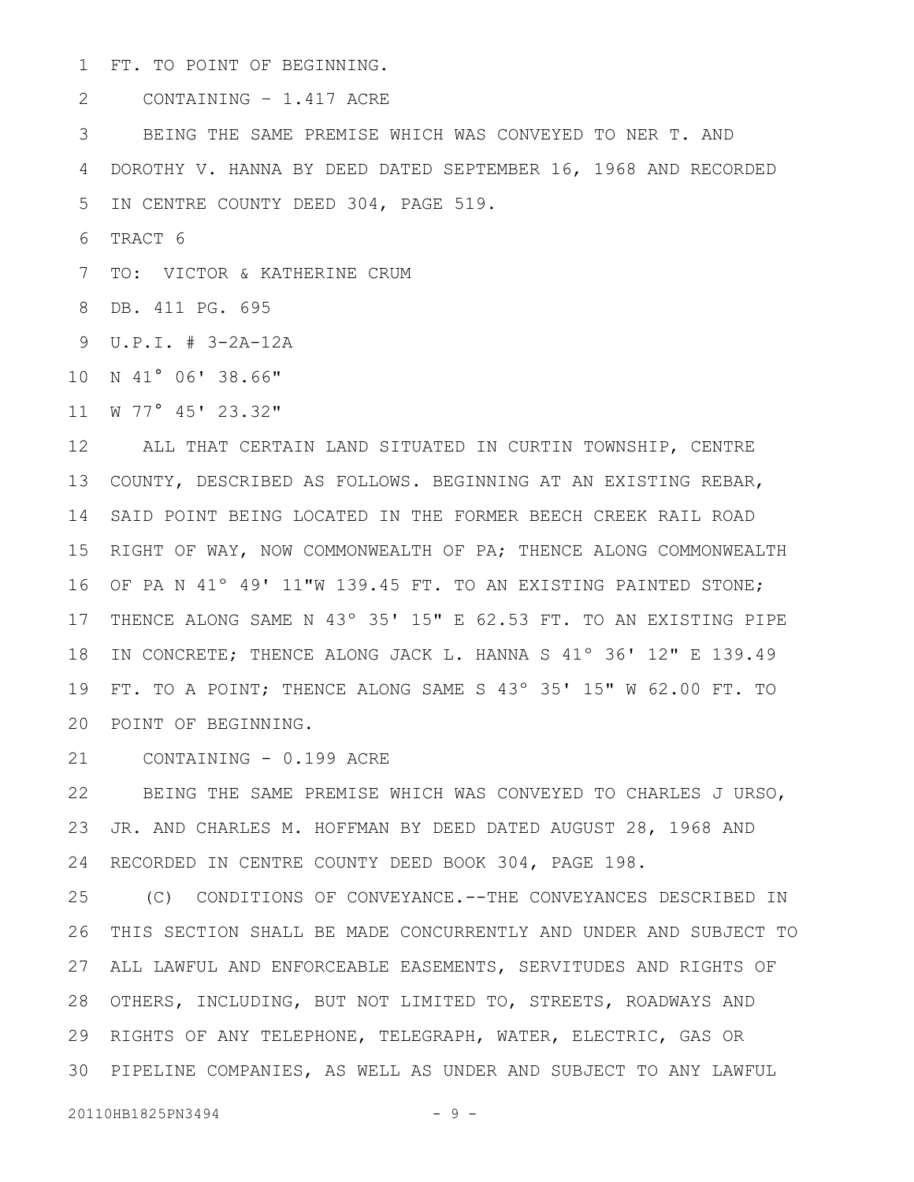FT. TO POINT OF BEGINNING.

CONTAINING – 1.417 ACRE

BEING THE SAME PREMISE WHICH WAS CONVEYED TO NER T. AND DOROTHY V. HANNA BY DEED DATED SEPTEMBER 16, 1968 AND RECORDED IN CENTRE COUNTY DEED 304, PAGE 519.

TRACT 6

TO: VICTOR & KATHERINE CRUM

DB. 411 PG. 695

U.P.I. # 3-2A-12A

N 41° 06' 38.66"

W 77° 45' 23.32"

ALL THAT CERTAIN LAND SITUATED IN CURTIN TOWNSHIP, CENTRE COUNTY, DESCRIBED AS FOLLOWS. BEGINNING AT AN EXISTING REBAR, SAID POINT BEING LOCATED IN THE FORMER BEECH CREEK RAIL ROAD RIGHT OF WAY, NOW COMMONWEALTH OF PA; THENCE ALONG COMMONWEALTH OF PA N 41° 49' 11"W 139.45 FT. TO AN EXISTING PAINTED STONE; THENCE ALONG SAME N 43° 35' 15" E 62.53 FT. TO AN EXISTING PIPE IN CONCRETE; THENCE ALONG JACK L. HANNA S 41° 36' 12" E 139.49 FT. TO A POINT; THENCE ALONG SAME S 43° 35' 15" W 62.00 FT. TO POINT OF BEGINNING.

CONTAINING - 0.199 ACRE

BEING THE SAME PREMISE WHICH WAS CONVEYED TO CHARLES J URSO, JR. AND CHARLES M. HOFFMAN BY DEED DATED AUGUST 28, 1968 AND RECORDED IN CENTRE COUNTY DEED BOOK 304, PAGE 198.

(C) CONDITIONS OF CONVEYANCE.--THE CONVEYANCES DESCRIBED IN THIS SECTION SHALL BE MADE CONCURRENTLY AND UNDER AND SUBJECT TO ALL LAWFUL AND ENFORCEABLE EASEMENTS, SERVITUDES AND RIGHTS OF OTHERS, INCLUDING, BUT NOT LIMITED TO, STREETS, ROADWAYS AND RIGHTS OF ANY TELEPHONE, TELEGRAPH, WATER, ELECTRIC, GAS OR PIPELINE COMPANIES, AS WELL AS UNDER AND SUBJECT TO ANY LAWFUL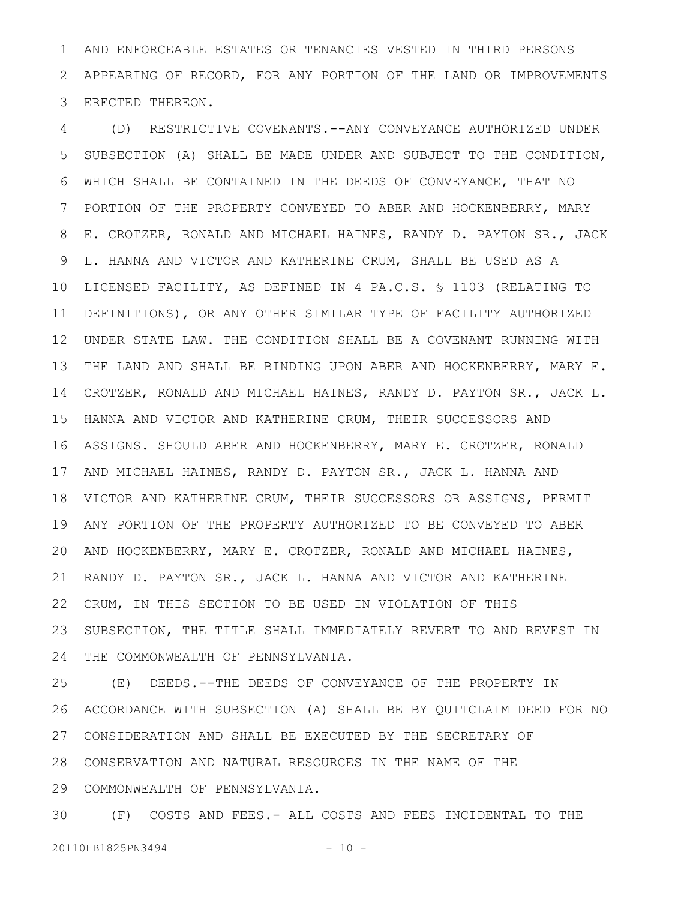AND ENFORCEABLE ESTATES OR TENANCIES VESTED IN THIRD PERSONS APPEARING OF RECORD, FOR ANY PORTION OF THE LAND OR IMPROVEMENTS ERECTED THEREON.

(D) RESTRICTIVE COVENANTS.--ANY CONVEYANCE AUTHORIZED UNDER SUBSECTION (A) SHALL BE MADE UNDER AND SUBJECT TO THE CONDITION, WHICH SHALL BE CONTAINED IN THE DEEDS OF CONVEYANCE, THAT NO PORTION OF THE PROPERTY CONVEYED TO ABER AND HOCKENBERRY, MARY E. CROTZER, RONALD AND MICHAEL HAINES, RANDY D. PAYTON SR., JACK L. HANNA AND VICTOR AND KATHERINE CRUM, SHALL BE USED AS A LICENSED FACILITY, AS DEFINED IN 4 PA.C.S. § 1103 (RELATING TO DEFINITIONS), OR ANY OTHER SIMILAR TYPE OF FACILITY AUTHORIZED UNDER STATE LAW. THE CONDITION SHALL BE A COVENANT RUNNING WITH THE LAND AND SHALL BE BINDING UPON ABER AND HOCKENBERRY, MARY E. CROTZER, RONALD AND MICHAEL HAINES, RANDY D. PAYTON SR., JACK L. HANNA AND VICTOR AND KATHERINE CRUM, THEIR SUCCESSORS AND ASSIGNS. SHOULD ABER AND HOCKENBERRY, MARY E. CROTZER, RONALD AND MICHAEL HAINES, RANDY D. PAYTON SR., JACK L. HANNA AND VICTOR AND KATHERINE CRUM, THEIR SUCCESSORS OR ASSIGNS, PERMIT ANY PORTION OF THE PROPERTY AUTHORIZED TO BE CONVEYED TO ABER AND HOCKENBERRY, MARY E. CROTZER, RONALD AND MICHAEL HAINES, RANDY D. PAYTON SR., JACK L. HANNA AND VICTOR AND KATHERINE CRUM, IN THIS SECTION TO BE USED IN VIOLATION OF THIS SUBSECTION, THE TITLE SHALL IMMEDIATELY REVERT TO AND REVEST IN THE COMMONWEALTH OF PENNSYLVANIA.

(E) DEEDS.--THE DEEDS OF CONVEYANCE OF THE PROPERTY IN ACCORDANCE WITH SUBSECTION (A) SHALL BE BY QUITCLAIM DEED FOR NO CONSIDERATION AND SHALL BE EXECUTED BY THE SECRETARY OF CONSERVATION AND NATURAL RESOURCES IN THE NAME OF THE COMMONWEALTH OF PENNSYLVANIA.

(F) COSTS AND FEES.--ALL COSTS AND FEES INCIDENTAL TO THE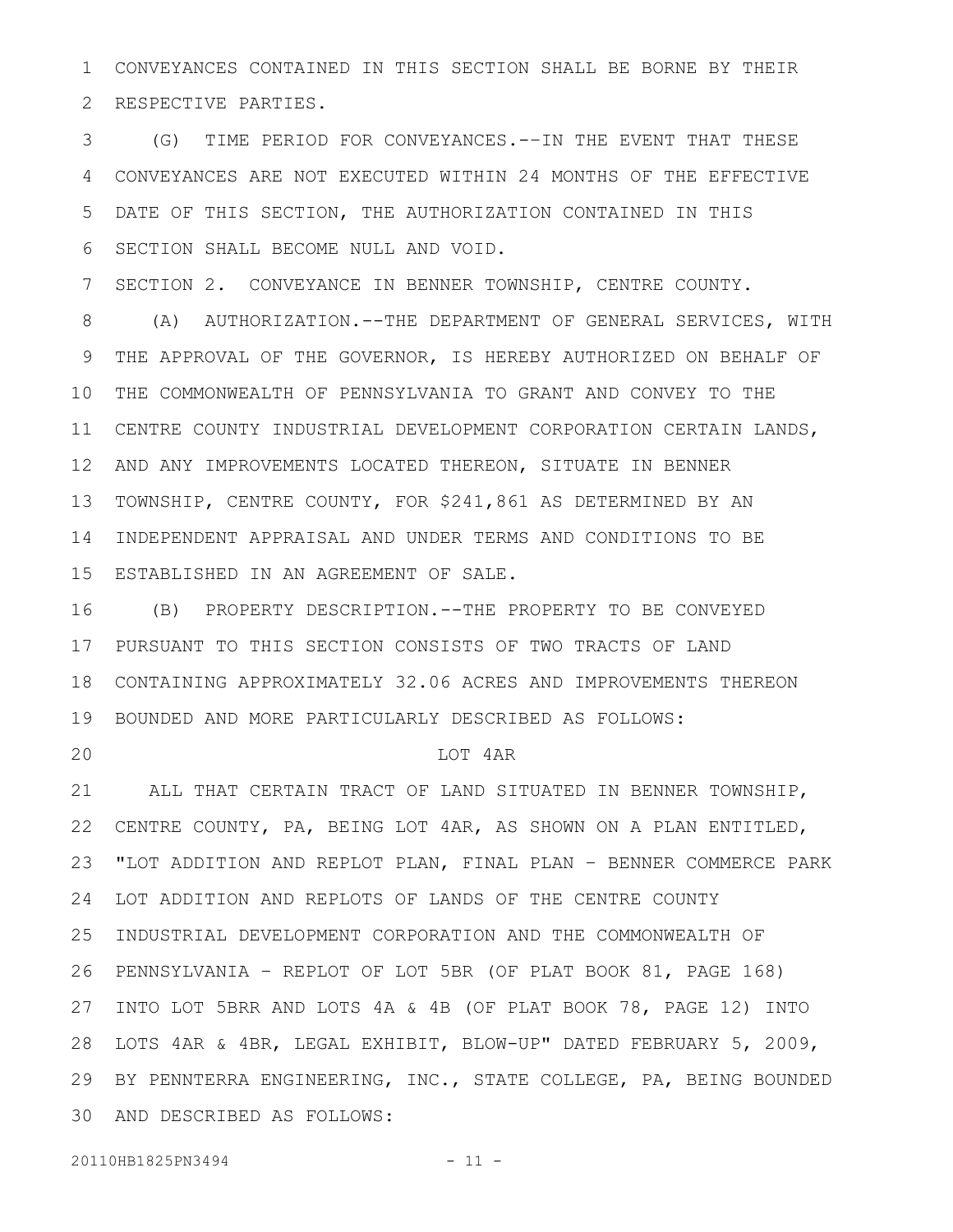CONVEYANCES CONTAINED IN THIS SECTION SHALL BE BORNE BY THEIR RESPECTIVE PARTIES.

(G) TIME PERIOD FOR CONVEYANCES.--IN THE EVENT THAT THESE CONVEYANCES ARE NOT EXECUTED WITHIN 24 MONTHS OF THE EFFECTIVE DATE OF THIS SECTION, THE AUTHORIZATION CONTAINED IN THIS SECTION SHALL BECOME NULL AND VOID.

SECTION 2. CONVEYANCE IN BENNER TOWNSHIP, CENTRE COUNTY.

(A) AUTHORIZATION.--THE DEPARTMENT OF GENERAL SERVICES, WITH THE APPROVAL OF THE GOVERNOR, IS HEREBY AUTHORIZED ON BEHALF OF THE COMMONWEALTH OF PENNSYLVANIA TO GRANT AND CONVEY TO THE CENTRE COUNTY INDUSTRIAL DEVELOPMENT CORPORATION CERTAIN LANDS, AND ANY IMPROVEMENTS LOCATED THEREON, SITUATE IN BENNER TOWNSHIP, CENTRE COUNTY, FOR $241,861 AS DETERMINED BY AN INDEPENDENT APPRAISAL AND UNDER TERMS AND CONDITIONS TO BE ESTABLISHED IN AN AGREEMENT OF SALE.

(B) PROPERTY DESCRIPTION.--THE PROPERTY TO BE CONVEYED PURSUANT TO THIS SECTION CONSISTS OF TWO TRACTS OF LAND CONTAINING APPROXIMATELY 32.06 ACRES AND IMPROVEMENTS THEREON BOUNDED AND MORE PARTICULARLY DESCRIBED AS FOLLOWS:

LOT 4AR

ALL THAT CERTAIN TRACT OF LAND SITUATED IN BENNER TOWNSHIP, CENTRE COUNTY, PA, BEING LOT 4AR, AS SHOWN ON A PLAN ENTITLED, "LOT ADDITION AND REPLOT PLAN, FINAL PLAN - BENNER COMMERCE PARK LOT ADDITION AND REPLOTS OF LANDS OF THE CENTRE COUNTY INDUSTRIAL DEVELOPMENT CORPORATION AND THE COMMONWEALTH OF PENNSYLVANIA - REPLOT OF LOT 5BR (OF PLAT BOOK 81, PAGE 168) INTO LOT 5BRR AND LOTS 4A & 4B (OF PLAT BOOK 78, PAGE 12) INTO LOTS 4AR & 4BR, LEGAL EXHIBIT, BLOW-UP" DATED FEBRUARY 5, 2009, BY PENNTERRA ENGINEERING, INC., STATE COLLEGE, PA, BEING BOUNDED AND DESCRIBED AS FOLLOWS: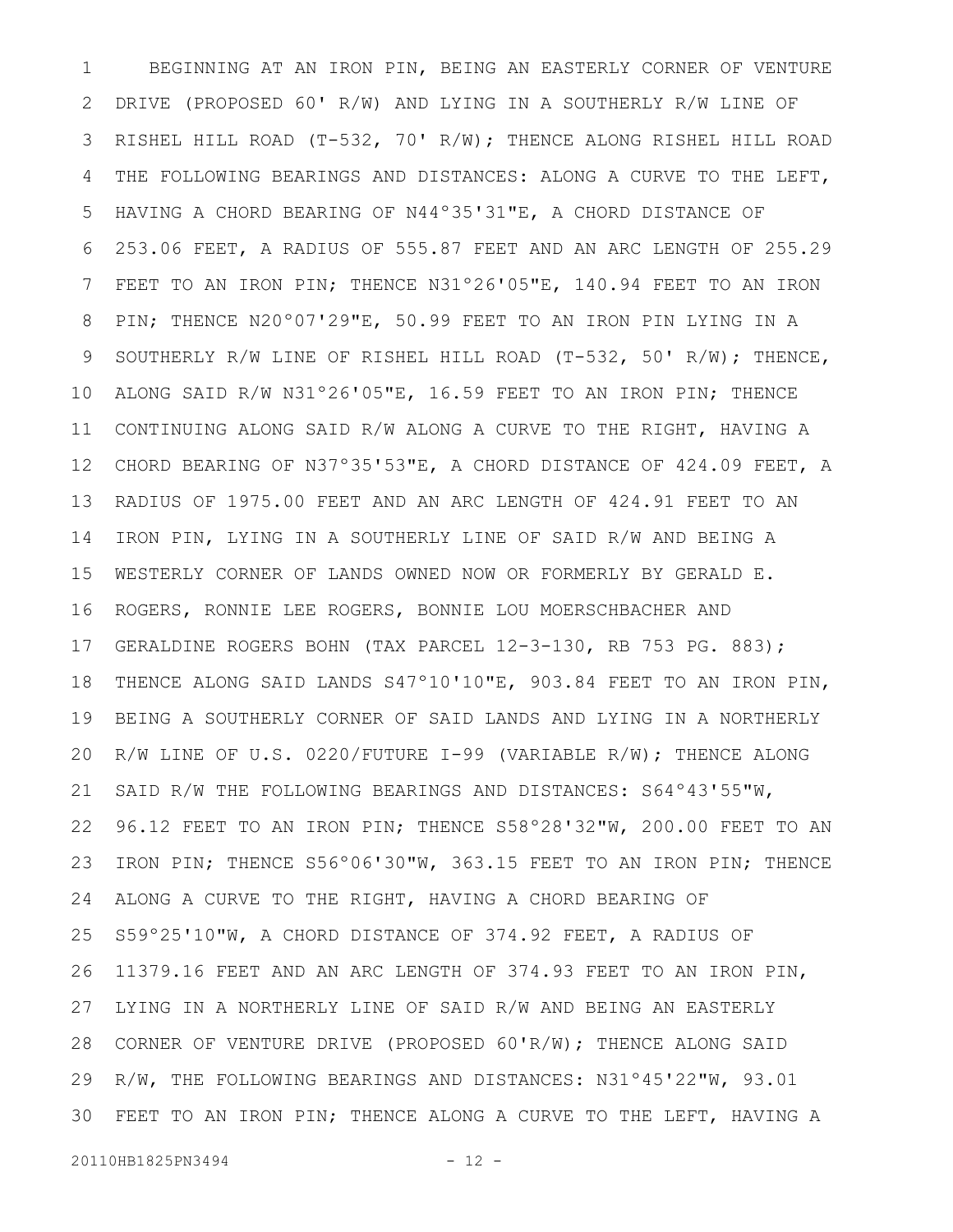BEGINNING AT AN IRON PIN, BEING AN EASTERLY CORNER OF VENTURE DRIVE (PROPOSED 60' R/W) AND LYING IN A SOUTHERLY R/W LINE OF RISHEL HILL ROAD (T-532, 70' R/W); THENCE ALONG RISHEL HILL ROAD THE FOLLOWING BEARINGS AND DISTANCES: ALONG A CURVE TO THE LEFT, HAVING A CHORD BEARING OF N44°35'31"E, A CHORD DISTANCE OF 253.06 FEET, A RADIUS OF 555.87 FEET AND AN ARC LENGTH OF 255.29 FEET TO AN IRON PIN; THENCE N31°26'05"E, 140.94 FEET TO AN IRON PIN; THENCE N20°07'29"E, 50.99 FEET TO AN IRON PIN LYING IN A SOUTHERLY R/W LINE OF RISHEL HILL ROAD (T-532, 50' R/W); THENCE, ALONG SAID R/W N31°26'05"E, 16.59 FEET TO AN IRON PIN; THENCE CONTINUING ALONG SAID R/W ALONG A CURVE TO THE RIGHT, HAVING A CHORD BEARING OF N37°35'53"E, A CHORD DISTANCE OF 424.09 FEET, A RADIUS OF 1975.00 FEET AND AN ARC LENGTH OF 424.91 FEET TO AN IRON PIN, LYING IN A SOUTHERLY LINE OF SAID R/W AND BEING A WESTERLY CORNER OF LANDS OWNED NOW OR FORMERLY BY GERALD E. ROGERS, RONNIE LEE ROGERS, BONNIE LOU MOERSCHBACHER AND GERALDINE ROGERS BOHN (TAX PARCEL 12-3-130, RB 753 PG. 883); THENCE ALONG SAID LANDS S47°10'10"E, 903.84 FEET TO AN IRON PIN, BEING A SOUTHERLY CORNER OF SAID LANDS AND LYING IN A NORTHERLY R/W LINE OF U.S. 0220/FUTURE I-99 (VARIABLE R/W); THENCE ALONG SAID R/W THE FOLLOWING BEARINGS AND DISTANCES: S64°43'55"W, 96.12 FEET TO AN IRON PIN; THENCE S58°28'32"W, 200.00 FEET TO AN IRON PIN; THENCE S56°06'30"W, 363.15 FEET TO AN IRON PIN; THENCE ALONG A CURVE TO THE RIGHT, HAVING A CHORD BEARING OF S59°25'10"W, A CHORD DISTANCE OF 374.92 FEET, A RADIUS OF 11379.16 FEET AND AN ARC LENGTH OF 374.93 FEET TO AN IRON PIN, LYING IN A NORTHERLY LINE OF SAID R/W AND BEING AN EASTERLY CORNER OF VENTURE DRIVE (PROPOSED 60'R/W); THENCE ALONG SAID R/W, THE FOLLOWING BEARINGS AND DISTANCES: N31°45'22"W, 93.01 FEET TO AN IRON PIN; THENCE ALONG A CURVE TO THE LEFT, HAVING A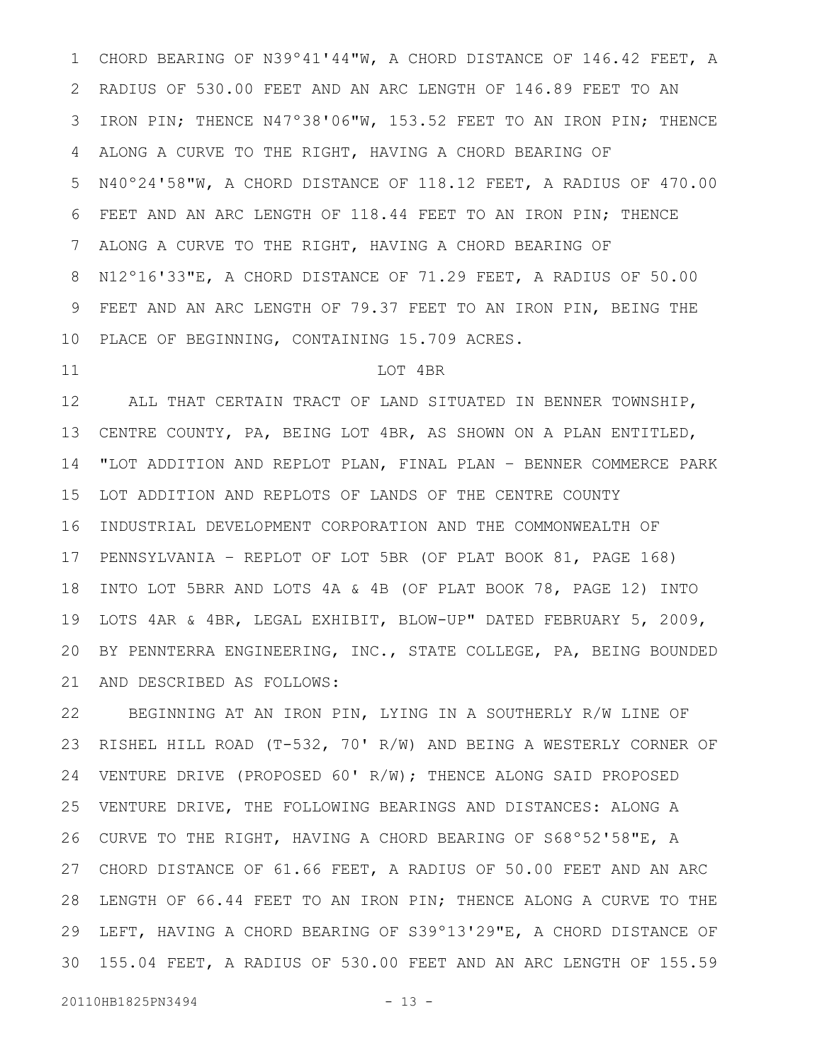CHORD BEARING OF N39°41'44"W, A CHORD DISTANCE OF 146.42 FEET, A RADIUS OF 530.00 FEET AND AN ARC LENGTH OF 146.89 FEET TO AN IRON PIN; THENCE N47°38'06"W, 153.52 FEET TO AN IRON PIN; THENCE ALONG A CURVE TO THE RIGHT, HAVING A CHORD BEARING OF N40°24'58"W, A CHORD DISTANCE OF 118.12 FEET, A RADIUS OF 470.00 FEET AND AN ARC LENGTH OF 118.44 FEET TO AN IRON PIN; THENCE ALONG A CURVE TO THE RIGHT, HAVING A CHORD BEARING OF N12°16'33"E, A CHORD DISTANCE OF 71.29 FEET, A RADIUS OF 50.00 FEET AND AN ARC LENGTH OF 79.37 FEET TO AN IRON PIN, BEING THE PLACE OF BEGINNING, CONTAINING 15.709 ACRES.

LOT 4BR

ALL THAT CERTAIN TRACT OF LAND SITUATED IN BENNER TOWNSHIP, CENTRE COUNTY, PA, BEING LOT 4BR, AS SHOWN ON A PLAN ENTITLED, "LOT ADDITION AND REPLOT PLAN, FINAL PLAN - BENNER COMMERCE PARK LOT ADDITION AND REPLOTS OF LANDS OF THE CENTRE COUNTY INDUSTRIAL DEVELOPMENT CORPORATION AND THE COMMONWEALTH OF PENNSYLVANIA - REPLOT OF LOT 5BR (OF PLAT BOOK 81, PAGE 168) INTO LOT 5BRR AND LOTS 4A & 4B (OF PLAT BOOK 78, PAGE 12) INTO LOTS 4AR & 4BR, LEGAL EXHIBIT, BLOW-UP" DATED FEBRUARY 5, 2009, BY PENNTERRA ENGINEERING, INC., STATE COLLEGE, PA, BEING BOUNDED AND DESCRIBED AS FOLLOWS:

BEGINNING AT AN IRON PIN, LYING IN A SOUTHERLY R/W LINE OF RISHEL HILL ROAD (T-532, 70' R/W) AND BEING A WESTERLY CORNER OF VENTURE DRIVE (PROPOSED 60' R/W); THENCE ALONG SAID PROPOSED VENTURE DRIVE, THE FOLLOWING BEARINGS AND DISTANCES: ALONG A CURVE TO THE RIGHT, HAVING A CHORD BEARING OF S68°52'58"E, A CHORD DISTANCE OF 61.66 FEET, A RADIUS OF 50.00 FEET AND AN ARC LENGTH OF 66.44 FEET TO AN IRON PIN; THENCE ALONG A CURVE TO THE LEFT, HAVING A CHORD BEARING OF S39°13'29"E, A CHORD DISTANCE OF 155.04 FEET, A RADIUS OF 530.00 FEET AND AN ARC LENGTH OF 155.59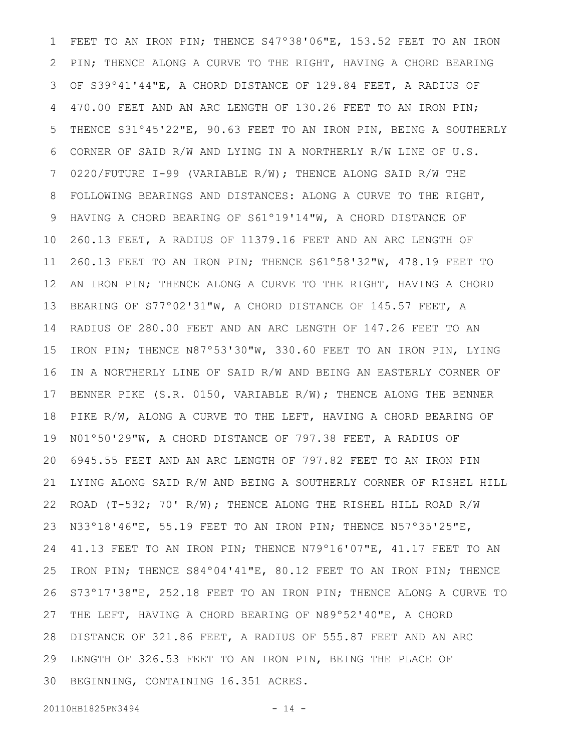FEET TO AN IRON PIN; THENCE S47°38'06"E, 153.52 FEET TO AN IRON PIN; THENCE ALONG A CURVE TO THE RIGHT, HAVING A CHORD BEARING OF S39°41'44"E, A CHORD DISTANCE OF 129.84 FEET, A RADIUS OF 470.00 FEET AND AN ARC LENGTH OF 130.26 FEET TO AN IRON PIN; THENCE S31°45'22"E, 90.63 FEET TO AN IRON PIN, BEING A SOUTHERLY CORNER OF SAID R/W AND LYING IN A NORTHERLY R/W LINE OF U.S. 0220/FUTURE I-99 (VARIABLE R/W); THENCE ALONG SAID R/W THE FOLLOWING BEARINGS AND DISTANCES: ALONG A CURVE TO THE RIGHT, HAVING A CHORD BEARING OF S61°19'14"W, A CHORD DISTANCE OF 260.13 FEET, A RADIUS OF 11379.16 FEET AND AN ARC LENGTH OF 260.13 FEET TO AN IRON PIN; THENCE S61°58'32"W, 478.19 FEET TO AN IRON PIN; THENCE ALONG A CURVE TO THE RIGHT, HAVING A CHORD BEARING OF S77°02'31"W, A CHORD DISTANCE OF 145.57 FEET, A RADIUS OF 280.00 FEET AND AN ARC LENGTH OF 147.26 FEET TO AN IRON PIN; THENCE N87°53'30"W, 330.60 FEET TO AN IRON PIN, LYING IN A NORTHERLY LINE OF SAID R/W AND BEING AN EASTERLY CORNER OF BENNER PIKE (S.R. 0150, VARIABLE R/W); THENCE ALONG THE BENNER PIKE R/W, ALONG A CURVE TO THE LEFT, HAVING A CHORD BEARING OF N01°50'29"W, A CHORD DISTANCE OF 797.38 FEET, A RADIUS OF 6945.55 FEET AND AN ARC LENGTH OF 797.82 FEET TO AN IRON PIN LYING ALONG SAID R/W AND BEING A SOUTHERLY CORNER OF RISHEL HILL ROAD (T-532; 70' R/W); THENCE ALONG THE RISHEL HILL ROAD R/W N33°18'46"E, 55.19 FEET TO AN IRON PIN; THENCE N57°35'25"E, 41.13 FEET TO AN IRON PIN; THENCE N79°16'07"E, 41.17 FEET TO AN IRON PIN; THENCE S84°04'41"E, 80.12 FEET TO AN IRON PIN; THENCE S73°17'38"E, 252.18 FEET TO AN IRON PIN; THENCE ALONG A CURVE TO THE LEFT, HAVING A CHORD BEARING OF N89°52'40"E, A CHORD DISTANCE OF 321.86 FEET, A RADIUS OF 555.87 FEET AND AN ARC LENGTH OF 326.53 FEET TO AN IRON PIN, BEING THE PLACE OF BEGINNING, CONTAINING 16.351 ACRES.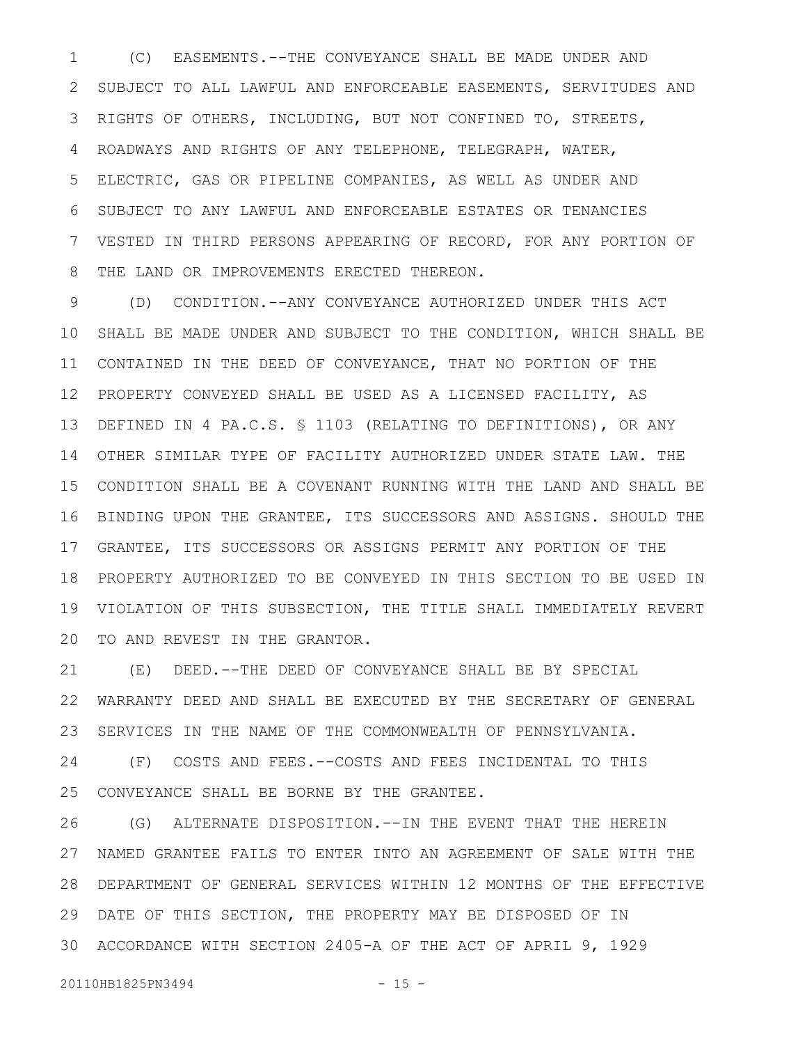(C) EASEMENTS.--THE CONVEYANCE SHALL BE MADE UNDER AND SUBJECT TO ALL LAWFUL AND ENFORCEABLE EASEMENTS, SERVITUDES AND RIGHTS OF OTHERS, INCLUDING, BUT NOT CONFINED TO, STREETS, ROADWAYS AND RIGHTS OF ANY TELEPHONE, TELEGRAPH, WATER, ELECTRIC, GAS OR PIPELINE COMPANIES, AS WELL AS UNDER AND SUBJECT TO ANY LAWFUL AND ENFORCEABLE ESTATES OR TENANCIES VESTED IN THIRD PERSONS APPEARING OF RECORD, FOR ANY PORTION OF THE LAND OR IMPROVEMENTS ERECTED THEREON.

(D) CONDITION.--ANY CONVEYANCE AUTHORIZED UNDER THIS ACT SHALL BE MADE UNDER AND SUBJECT TO THE CONDITION, WHICH SHALL BE CONTAINED IN THE DEED OF CONVEYANCE, THAT NO PORTION OF THE PROPERTY CONVEYED SHALL BE USED AS A LICENSED FACILITY, AS DEFINED IN 4 PA.C.S. § 1103 (RELATING TO DEFINITIONS), OR ANY OTHER SIMILAR TYPE OF FACILITY AUTHORIZED UNDER STATE LAW. THE CONDITION SHALL BE A COVENANT RUNNING WITH THE LAND AND SHALL BE BINDING UPON THE GRANTEE, ITS SUCCESSORS AND ASSIGNS. SHOULD THE GRANTEE, ITS SUCCESSORS OR ASSIGNS PERMIT ANY PORTION OF THE PROPERTY AUTHORIZED TO BE CONVEYED IN THIS SECTION TO BE USED IN VIOLATION OF THIS SUBSECTION, THE TITLE SHALL IMMEDIATELY REVERT TO AND REVEST IN THE GRANTOR.

(E) DEED.--THE DEED OF CONVEYANCE SHALL BE BY SPECIAL WARRANTY DEED AND SHALL BE EXECUTED BY THE SECRETARY OF GENERAL SERVICES IN THE NAME OF THE COMMONWEALTH OF PENNSYLVANIA.

(F) COSTS AND FEES.--COSTS AND FEES INCIDENTAL TO THIS CONVEYANCE SHALL BE BORNE BY THE GRANTEE.

(G) ALTERNATE DISPOSITION.--IN THE EVENT THAT THE HEREIN NAMED GRANTEE FAILS TO ENTER INTO AN AGREEMENT OF SALE WITH THE DEPARTMENT OF GENERAL SERVICES WITHIN 12 MONTHS OF THE EFFECTIVE DATE OF THIS SECTION, THE PROPERTY MAY BE DISPOSED OF IN ACCORDANCE WITH SECTION 2405-A OF THE ACT OF APRIL 9, 1929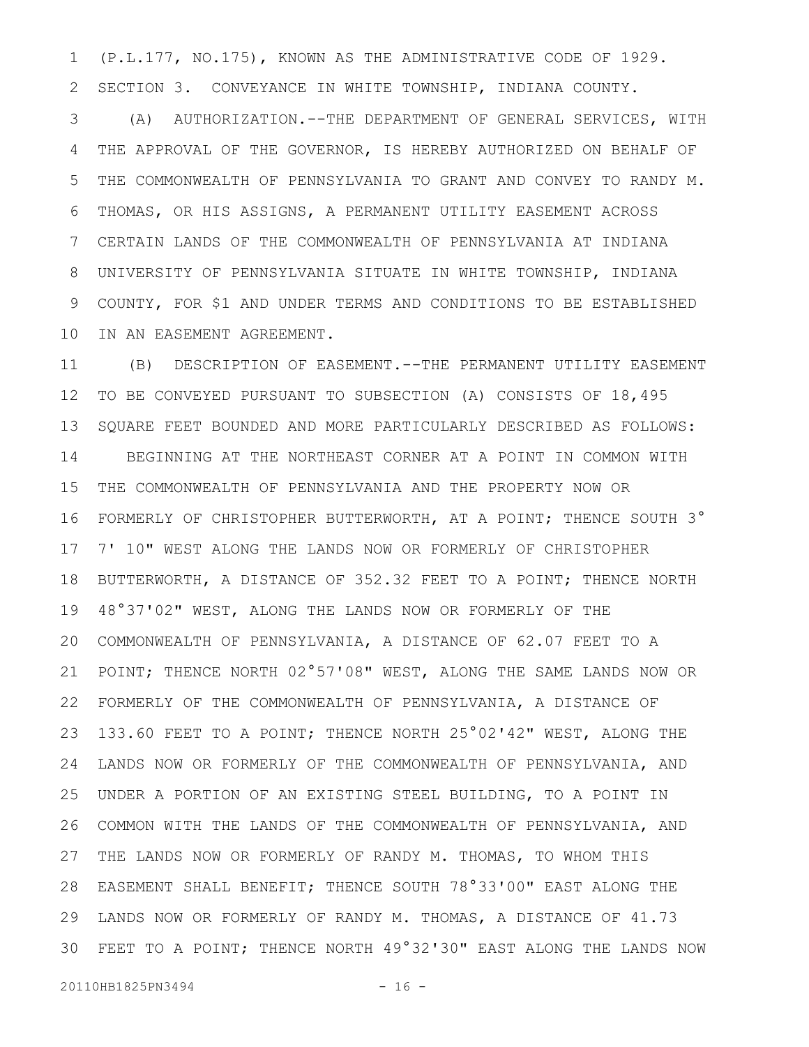(P.L.177, NO.175), KNOWN AS THE ADMINISTRATIVE CODE OF 1929.

SECTION 3. CONVEYANCE IN WHITE TOWNSHIP, INDIANA COUNTY.

(A) AUTHORIZATION.--THE DEPARTMENT OF GENERAL SERVICES, WITH THE APPROVAL OF THE GOVERNOR, IS HEREBY AUTHORIZED ON BEHALF OF THE COMMONWEALTH OF PENNSYLVANIA TO GRANT AND CONVEY TO RANDY M. THOMAS, OR HIS ASSIGNS, A PERMANENT UTILITY EASEMENT ACROSS CERTAIN LANDS OF THE COMMONWEALTH OF PENNSYLVANIA AT INDIANA UNIVERSITY OF PENNSYLVANIA SITUATE IN WHITE TOWNSHIP, INDIANA COUNTY, FOR $1 AND UNDER TERMS AND CONDITIONS TO BE ESTABLISHED IN AN EASEMENT AGREEMENT.

(B) DESCRIPTION OF EASEMENT.--THE PERMANENT UTILITY EASEMENT TO BE CONVEYED PURSUANT TO SUBSECTION (A) CONSISTS OF 18,495 SQUARE FEET BOUNDED AND MORE PARTICULARLY DESCRIBED AS FOLLOWS:

BEGINNING AT THE NORTHEAST CORNER AT A POINT IN COMMON WITH THE COMMONWEALTH OF PENNSYLVANIA AND THE PROPERTY NOW OR FORMERLY OF CHRISTOPHER BUTTERWORTH, AT A POINT; THENCE SOUTH 3° 7' 10" WEST ALONG THE LANDS NOW OR FORMERLY OF CHRISTOPHER BUTTERWORTH, A DISTANCE OF 352.32 FEET TO A POINT; THENCE NORTH 48°37'02" WEST, ALONG THE LANDS NOW OR FORMERLY OF THE COMMONWEALTH OF PENNSYLVANIA, A DISTANCE OF 62.07 FEET TO A POINT; THENCE NORTH 02°57'08" WEST, ALONG THE SAME LANDS NOW OR FORMERLY OF THE COMMONWEALTH OF PENNSYLVANIA, A DISTANCE OF 133.60 FEET TO A POINT; THENCE NORTH 25°02'42" WEST, ALONG THE LANDS NOW OR FORMERLY OF THE COMMONWEALTH OF PENNSYLVANIA, AND UNDER A PORTION OF AN EXISTING STEEL BUILDING, TO A POINT IN COMMON WITH THE LANDS OF THE COMMONWEALTH OF PENNSYLVANIA, AND THE LANDS NOW OR FORMERLY OF RANDY M. THOMAS, TO WHOM THIS EASEMENT SHALL BENEFIT; THENCE SOUTH 78°33'00" EAST ALONG THE LANDS NOW OR FORMERLY OF RANDY M. THOMAS, A DISTANCE OF 41.73 FEET TO A POINT; THENCE NORTH 49°32'30" EAST ALONG THE LANDS NOW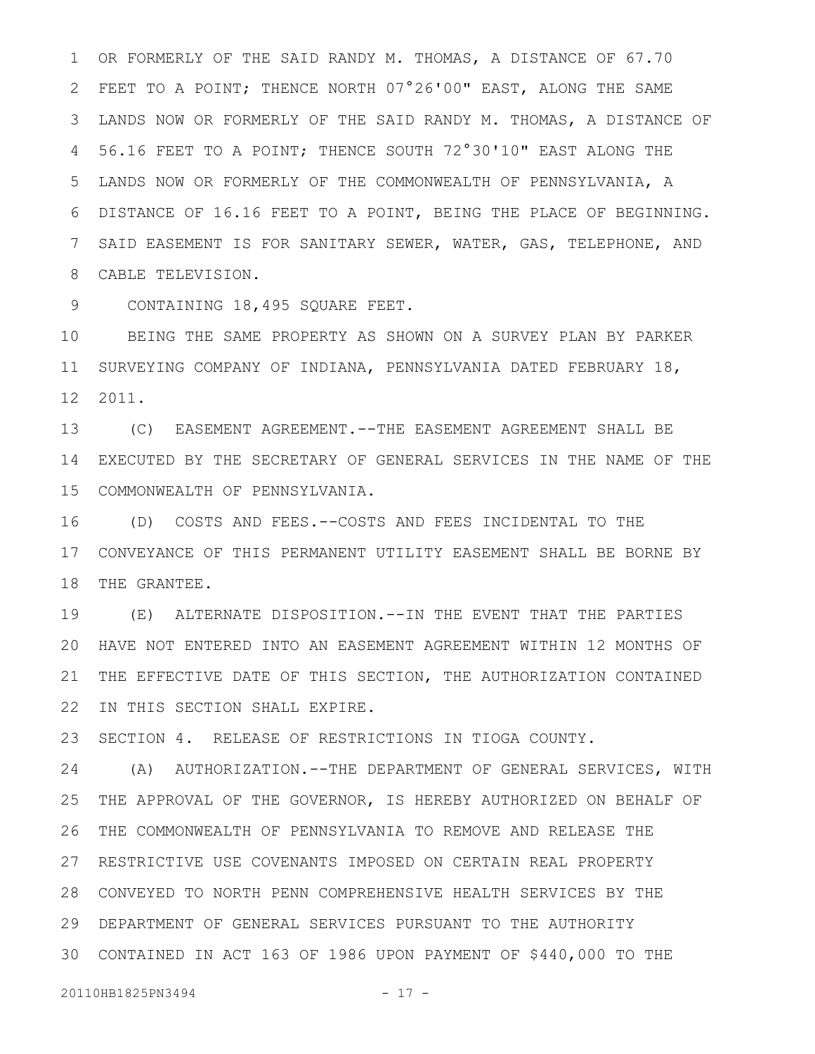OR FORMERLY OF THE SAID RANDY M. THOMAS, A DISTANCE OF 67.70 FEET TO A POINT; THENCE NORTH 07°26'00" EAST, ALONG THE SAME LANDS NOW OR FORMERLY OF THE SAID RANDY M. THOMAS, A DISTANCE OF 56.16 FEET TO A POINT; THENCE SOUTH 72°30'10" EAST ALONG THE LANDS NOW OR FORMERLY OF THE COMMONWEALTH OF PENNSYLVANIA, A DISTANCE OF 16.16 FEET TO A POINT, BEING THE PLACE OF BEGINNING. SAID EASEMENT IS FOR SANITARY SEWER, WATER, GAS, TELEPHONE, AND CABLE TELEVISION.

CONTAINING 18,495 SQUARE FEET.

BEING THE SAME PROPERTY AS SHOWN ON A SURVEY PLAN BY PARKER SURVEYING COMPANY OF INDIANA, PENNSYLVANIA DATED FEBRUARY 18, 2011.

(C) EASEMENT AGREEMENT.--THE EASEMENT AGREEMENT SHALL BE EXECUTED BY THE SECRETARY OF GENERAL SERVICES IN THE NAME OF THE COMMONWEALTH OF PENNSYLVANIA.

(D) COSTS AND FEES.--COSTS AND FEES INCIDENTAL TO THE CONVEYANCE OF THIS PERMANENT UTILITY EASEMENT SHALL BE BORNE BY THE GRANTEE.

(E) ALTERNATE DISPOSITION.--IN THE EVENT THAT THE PARTIES HAVE NOT ENTERED INTO AN EASEMENT AGREEMENT WITHIN 12 MONTHS OF THE EFFECTIVE DATE OF THIS SECTION, THE AUTHORIZATION CONTAINED IN THIS SECTION SHALL EXPIRE.

SECTION 4. RELEASE OF RESTRICTIONS IN TIOGA COUNTY.

(A) AUTHORIZATION.--THE DEPARTMENT OF GENERAL SERVICES, WITH THE APPROVAL OF THE GOVERNOR, IS HEREBY AUTHORIZED ON BEHALF OF THE COMMONWEALTH OF PENNSYLVANIA TO REMOVE AND RELEASE THE RESTRICTIVE USE COVENANTS IMPOSED ON CERTAIN REAL PROPERTY CONVEYED TO NORTH PENN COMPREHENSIVE HEALTH SERVICES BY THE DEPARTMENT OF GENERAL SERVICES PURSUANT TO THE AUTHORITY CONTAINED IN ACT 163 OF 1986 UPON PAYMENT OF $440,000 TO THE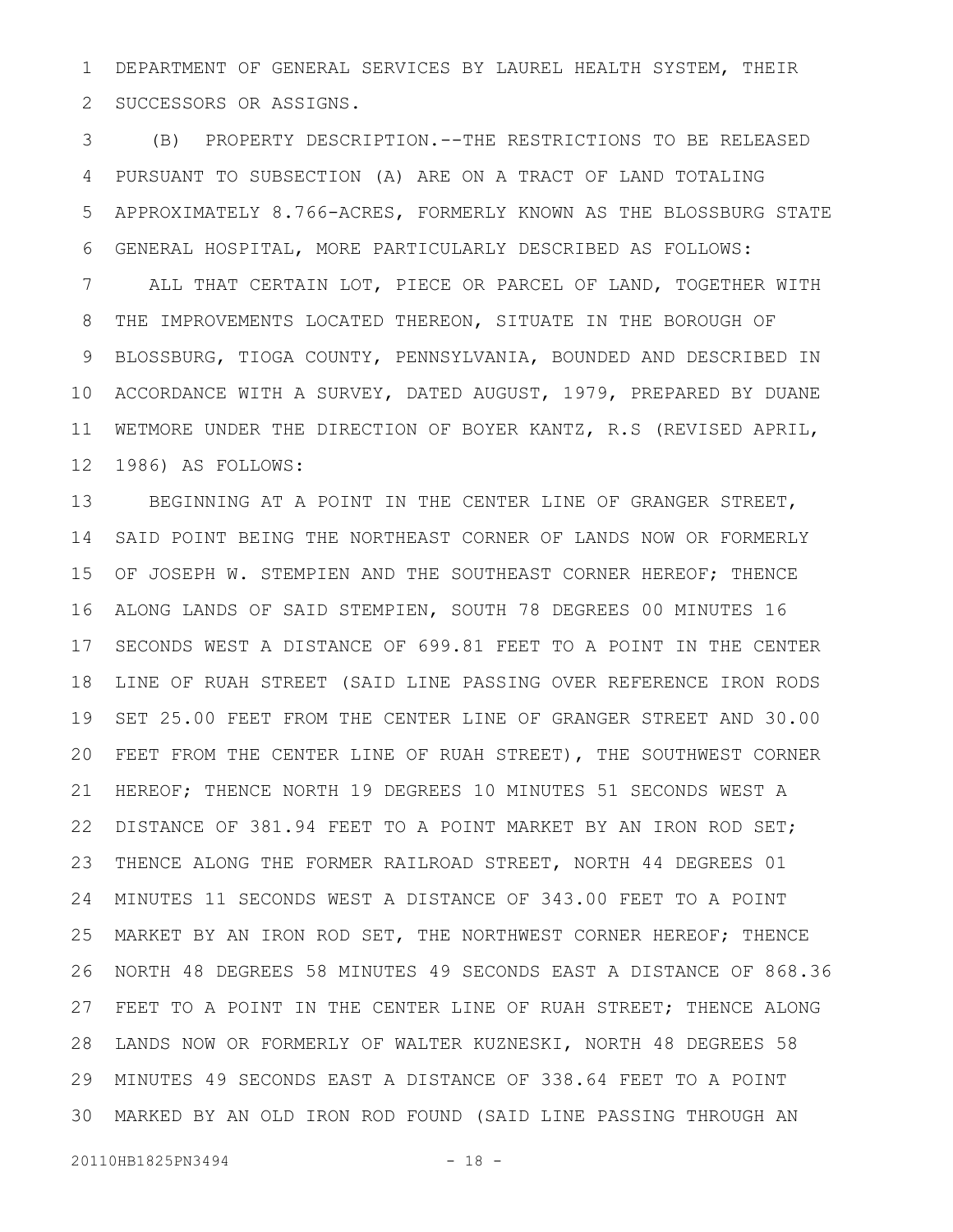DEPARTMENT OF GENERAL SERVICES BY LAUREL HEALTH SYSTEM, THEIR SUCCESSORS OR ASSIGNS.

(B) PROPERTY DESCRIPTION.--THE RESTRICTIONS TO BE RELEASED PURSUANT TO SUBSECTION (A) ARE ON A TRACT OF LAND TOTALING APPROXIMATELY 8.766-ACRES, FORMERLY KNOWN AS THE BLOSSBURG STATE GENERAL HOSPITAL, MORE PARTICULARLY DESCRIBED AS FOLLOWS:

ALL THAT CERTAIN LOT, PIECE OR PARCEL OF LAND, TOGETHER WITH THE IMPROVEMENTS LOCATED THEREON, SITUATE IN THE BOROUGH OF BLOSSBURG, TIOGA COUNTY, PENNSYLVANIA, BOUNDED AND DESCRIBED IN ACCORDANCE WITH A SURVEY, DATED AUGUST, 1979, PREPARED BY DUANE WETMORE UNDER THE DIRECTION OF BOYER KANTZ, R.S (REVISED APRIL, 1986) AS FOLLOWS:

BEGINNING AT A POINT IN THE CENTER LINE OF GRANGER STREET, SAID POINT BEING THE NORTHEAST CORNER OF LANDS NOW OR FORMERLY OF JOSEPH W. STEMPIEN AND THE SOUTHEAST CORNER HEREOF; THENCE ALONG LANDS OF SAID STEMPIEN, SOUTH 78 DEGREES 00 MINUTES 16 SECONDS WEST A DISTANCE OF 699.81 FEET TO A POINT IN THE CENTER LINE OF RUAH STREET (SAID LINE PASSING OVER REFERENCE IRON RODS SET 25.00 FEET FROM THE CENTER LINE OF GRANGER STREET AND 30.00 FEET FROM THE CENTER LINE OF RUAH STREET), THE SOUTHWEST CORNER HEREOF; THENCE NORTH 19 DEGREES 10 MINUTES 51 SECONDS WEST A DISTANCE OF 381.94 FEET TO A POINT MARKET BY AN IRON ROD SET; THENCE ALONG THE FORMER RAILROAD STREET, NORTH 44 DEGREES 01 MINUTES 11 SECONDS WEST A DISTANCE OF 343.00 FEET TO A POINT MARKET BY AN IRON ROD SET, THE NORTHWEST CORNER HEREOF; THENCE NORTH 48 DEGREES 58 MINUTES 49 SECONDS EAST A DISTANCE OF 868.36 FEET TO A POINT IN THE CENTER LINE OF RUAH STREET; THENCE ALONG LANDS NOW OR FORMERLY OF WALTER KUZNESKI, NORTH 48 DEGREES 58 MINUTES 49 SECONDS EAST A DISTANCE OF 338.64 FEET TO A POINT MARKED BY AN OLD IRON ROD FOUND (SAID LINE PASSING THROUGH AN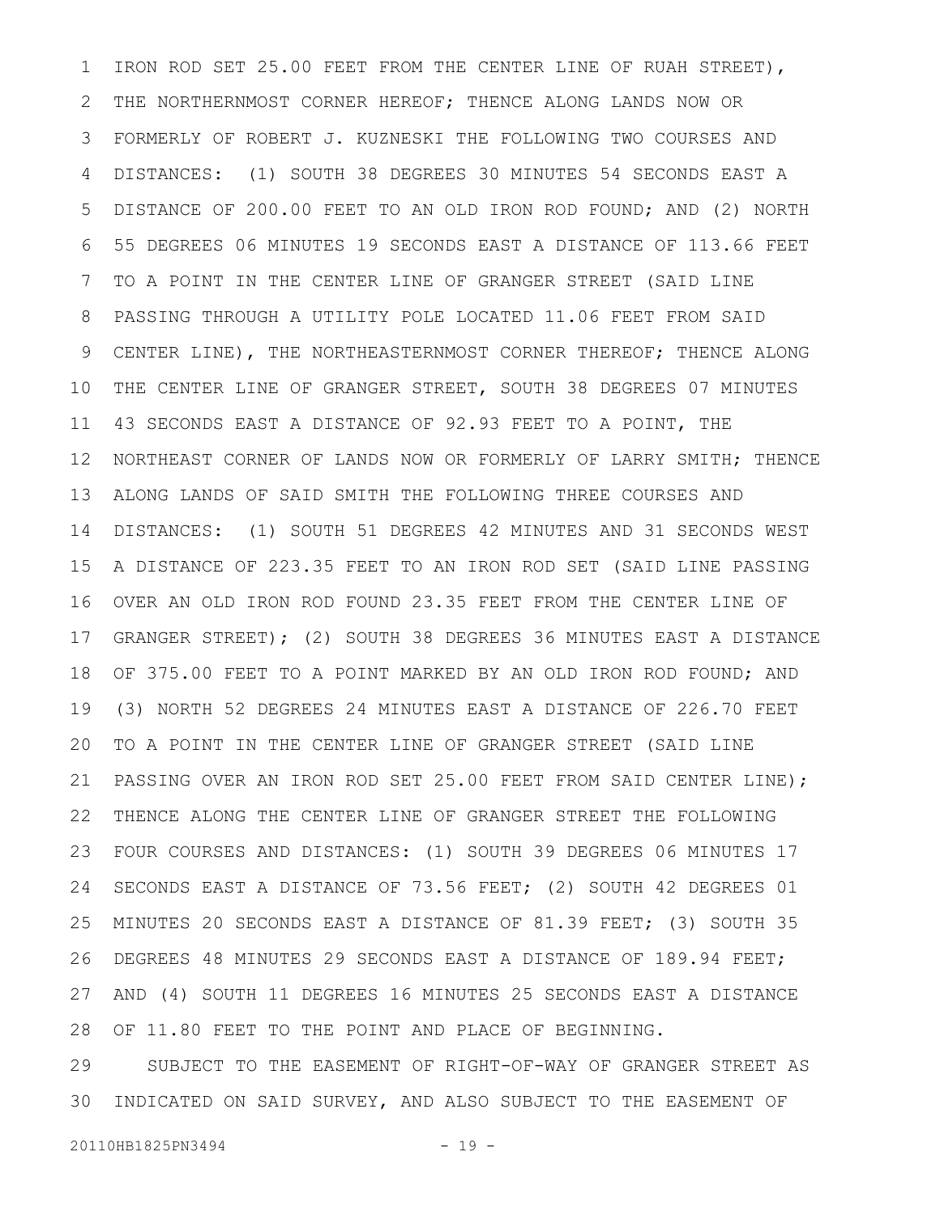IRON ROD SET 25.00 FEET FROM THE CENTER LINE OF RUAH STREET), THE NORTHERNMOST CORNER HEREOF; THENCE ALONG LANDS NOW OR FORMERLY OF ROBERT J. KUZNESKI THE FOLLOWING TWO COURSES AND DISTANCES: (1) SOUTH 38 DEGREES 30 MINUTES 54 SECONDS EAST A DISTANCE OF 200.00 FEET TO AN OLD IRON ROD FOUND; AND (2) NORTH 55 DEGREES 06 MINUTES 19 SECONDS EAST A DISTANCE OF 113.66 FEET TO A POINT IN THE CENTER LINE OF GRANGER STREET (SAID LINE PASSING THROUGH A UTILITY POLE LOCATED 11.06 FEET FROM SAID CENTER LINE), THE NORTHEASTERNMOST CORNER THEREOF; THENCE ALONG THE CENTER LINE OF GRANGER STREET, SOUTH 38 DEGREES 07 MINUTES 43 SECONDS EAST A DISTANCE OF 92.93 FEET TO A POINT, THE NORTHEAST CORNER OF LANDS NOW OR FORMERLY OF LARRY SMITH; THENCE ALONG LANDS OF SAID SMITH THE FOLLOWING THREE COURSES AND DISTANCES: (1) SOUTH 51 DEGREES 42 MINUTES AND 31 SECONDS WEST A DISTANCE OF 223.35 FEET TO AN IRON ROD SET (SAID LINE PASSING OVER AN OLD IRON ROD FOUND 23.35 FEET FROM THE CENTER LINE OF GRANGER STREET); (2) SOUTH 38 DEGREES 36 MINUTES EAST A DISTANCE OF 375.00 FEET TO A POINT MARKED BY AN OLD IRON ROD FOUND; AND (3) NORTH 52 DEGREES 24 MINUTES EAST A DISTANCE OF 226.70 FEET TO A POINT IN THE CENTER LINE OF GRANGER STREET (SAID LINE PASSING OVER AN IRON ROD SET 25.00 FEET FROM SAID CENTER LINE); THENCE ALONG THE CENTER LINE OF GRANGER STREET THE FOLLOWING FOUR COURSES AND DISTANCES: (1) SOUTH 39 DEGREES 06 MINUTES 17 SECONDS EAST A DISTANCE OF 73.56 FEET; (2) SOUTH 42 DEGREES 01 MINUTES 20 SECONDS EAST A DISTANCE OF 81.39 FEET; (3) SOUTH 35 DEGREES 48 MINUTES 29 SECONDS EAST A DISTANCE OF 189.94 FEET; AND (4) SOUTH 11 DEGREES 16 MINUTES 25 SECONDS EAST A DISTANCE OF 11.80 FEET TO THE POINT AND PLACE OF BEGINNING.

SUBJECT TO THE EASEMENT OF RIGHT-OF-WAY OF GRANGER STREET AS INDICATED ON SAID SURVEY, AND ALSO SUBJECT TO THE EASEMENT OF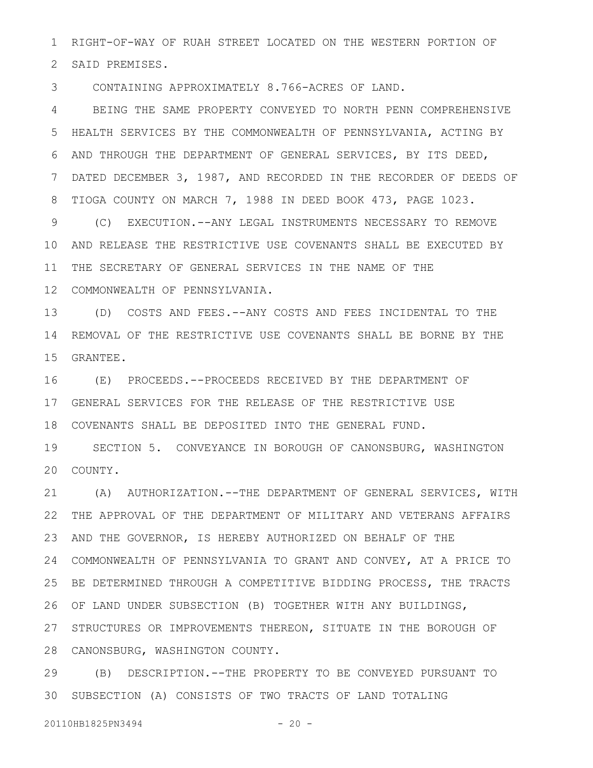RIGHT-OF-WAY OF RUAH STREET LOCATED ON THE WESTERN PORTION OF SAID PREMISES.

CONTAINING APPROXIMATELY 8.766-ACRES OF LAND.

BEING THE SAME PROPERTY CONVEYED TO NORTH PENN COMPREHENSIVE HEALTH SERVICES BY THE COMMONWEALTH OF PENNSYLVANIA, ACTING BY AND THROUGH THE DEPARTMENT OF GENERAL SERVICES, BY ITS DEED, DATED DECEMBER 3, 1987, AND RECORDED IN THE RECORDER OF DEEDS OF TIOGA COUNTY ON MARCH 7, 1988 IN DEED BOOK 473, PAGE 1023.

(C) EXECUTION.--ANY LEGAL INSTRUMENTS NECESSARY TO REMOVE AND RELEASE THE RESTRICTIVE USE COVENANTS SHALL BE EXECUTED BY THE SECRETARY OF GENERAL SERVICES IN THE NAME OF THE COMMONWEALTH OF PENNSYLVANIA.

(D) COSTS AND FEES.--ANY COSTS AND FEES INCIDENTAL TO THE REMOVAL OF THE RESTRICTIVE USE COVENANTS SHALL BE BORNE BY THE GRANTEE.

(E) PROCEEDS.--PROCEEDS RECEIVED BY THE DEPARTMENT OF GENERAL SERVICES FOR THE RELEASE OF THE RESTRICTIVE USE COVENANTS SHALL BE DEPOSITED INTO THE GENERAL FUND.

SECTION 5. CONVEYANCE IN BOROUGH OF CANONSBURG, WASHINGTON COUNTY.

(A) AUTHORIZATION.--THE DEPARTMENT OF GENERAL SERVICES, WITH THE APPROVAL OF THE DEPARTMENT OF MILITARY AND VETERANS AFFAIRS AND THE GOVERNOR, IS HEREBY AUTHORIZED ON BEHALF OF THE COMMONWEALTH OF PENNSYLVANIA TO GRANT AND CONVEY, AT A PRICE TO BE DETERMINED THROUGH A COMPETITIVE BIDDING PROCESS, THE TRACTS OF LAND UNDER SUBSECTION (B) TOGETHER WITH ANY BUILDINGS, STRUCTURES OR IMPROVEMENTS THEREON, SITUATE IN THE BOROUGH OF CANONSBURG, WASHINGTON COUNTY.

(B) DESCRIPTION.--THE PROPERTY TO BE CONVEYED PURSUANT TO SUBSECTION (A) CONSISTS OF TWO TRACTS OF LAND TOTALING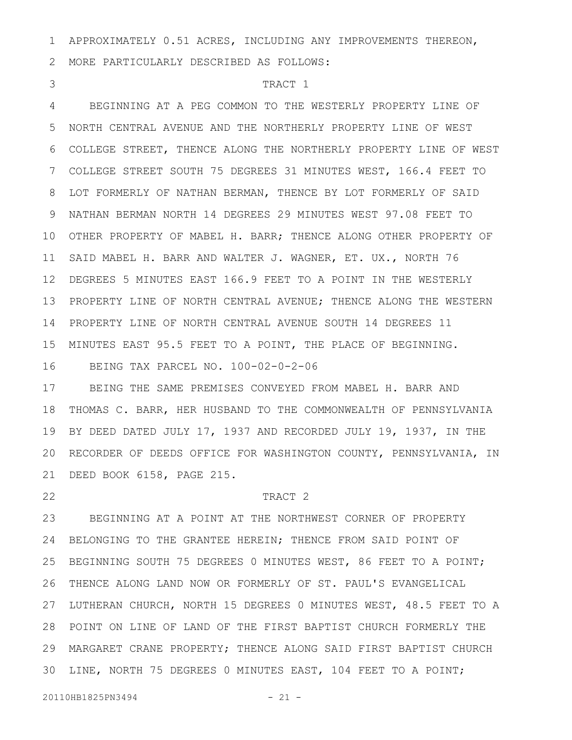APPROXIMATELY 0.51 ACRES, INCLUDING ANY IMPROVEMENTS THEREON, MORE PARTICULARLY DESCRIBED AS FOLLOWS:

TRACT 1

BEGINNING AT A PEG COMMON TO THE WESTERLY PROPERTY LINE OF NORTH CENTRAL AVENUE AND THE NORTHERLY PROPERTY LINE OF WEST COLLEGE STREET, THENCE ALONG THE NORTHERLY PROPERTY LINE OF WEST COLLEGE STREET SOUTH 75 DEGREES 31 MINUTES WEST, 166.4 FEET TO LOT FORMERLY OF NATHAN BERMAN, THENCE BY LOT FORMERLY OF SAID NATHAN BERMAN NORTH 14 DEGREES 29 MINUTES WEST 97.08 FEET TO OTHER PROPERTY OF MABEL H. BARR; THENCE ALONG OTHER PROPERTY OF SAID MABEL H. BARR AND WALTER J. WAGNER, ET. UX., NORTH 76 DEGREES 5 MINUTES EAST 166.9 FEET TO A POINT IN THE WESTERLY PROPERTY LINE OF NORTH CENTRAL AVENUE; THENCE ALONG THE WESTERN PROPERTY LINE OF NORTH CENTRAL AVENUE SOUTH 14 DEGREES 11 MINUTES EAST 95.5 FEET TO A POINT, THE PLACE OF BEGINNING.

BEING TAX PARCEL NO. 100-02-0-2-06

BEING THE SAME PREMISES CONVEYED FROM MABEL H. BARR AND THOMAS C. BARR, HER HUSBAND TO THE COMMONWEALTH OF PENNSYLVANIA BY DEED DATED JULY 17, 1937 AND RECORDED JULY 19, 1937, IN THE RECORDER OF DEEDS OFFICE FOR WASHINGTON COUNTY, PENNSYLVANIA, IN DEED BOOK 6158, PAGE 215.

TRACT 2

BEGINNING AT A POINT AT THE NORTHWEST CORNER OF PROPERTY BELONGING TO THE GRANTEE HEREIN; THENCE FROM SAID POINT OF BEGINNING SOUTH 75 DEGREES 0 MINUTES WEST, 86 FEET TO A POINT; THENCE ALONG LAND NOW OR FORMERLY OF ST. PAUL'S EVANGELICAL LUTHERAN CHURCH, NORTH 15 DEGREES 0 MINUTES WEST, 48.5 FEET TO A POINT ON LINE OF LAND OF THE FIRST BAPTIST CHURCH FORMERLY THE MARGARET CRANE PROPERTY; THENCE ALONG SAID FIRST BAPTIST CHURCH LINE, NORTH 75 DEGREES 0 MINUTES EAST, 104 FEET TO A POINT;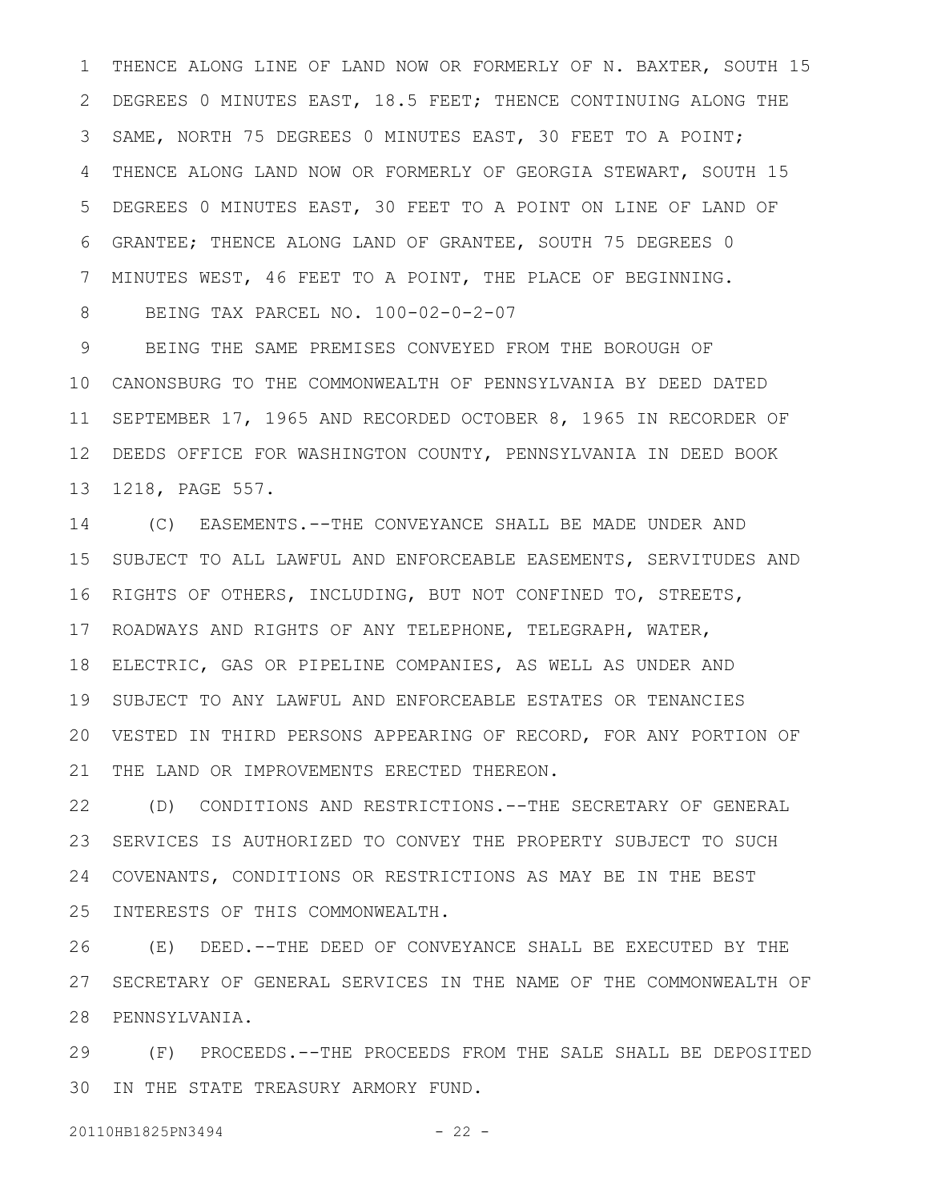THENCE ALONG LINE OF LAND NOW OR FORMERLY OF N. BAXTER, SOUTH 15 DEGREES 0 MINUTES EAST, 18.5 FEET; THENCE CONTINUING ALONG THE SAME, NORTH 75 DEGREES 0 MINUTES EAST, 30 FEET TO A POINT; THENCE ALONG LAND NOW OR FORMERLY OF GEORGIA STEWART, SOUTH 15 DEGREES 0 MINUTES EAST, 30 FEET TO A POINT ON LINE OF LAND OF GRANTEE; THENCE ALONG LAND OF GRANTEE, SOUTH 75 DEGREES 0 MINUTES WEST, 46 FEET TO A POINT, THE PLACE OF BEGINNING.

BEING TAX PARCEL NO. 100-02-0-2-07

BEING THE SAME PREMISES CONVEYED FROM THE BOROUGH OF CANONSBURG TO THE COMMONWEALTH OF PENNSYLVANIA BY DEED DATED SEPTEMBER 17, 1965 AND RECORDED OCTOBER 8, 1965 IN RECORDER OF DEEDS OFFICE FOR WASHINGTON COUNTY, PENNSYLVANIA IN DEED BOOK 1218, PAGE 557.

(C) EASEMENTS.--THE CONVEYANCE SHALL BE MADE UNDER AND SUBJECT TO ALL LAWFUL AND ENFORCEABLE EASEMENTS, SERVITUDES AND RIGHTS OF OTHERS, INCLUDING, BUT NOT CONFINED TO, STREETS, ROADWAYS AND RIGHTS OF ANY TELEPHONE, TELEGRAPH, WATER, ELECTRIC, GAS OR PIPELINE COMPANIES, AS WELL AS UNDER AND SUBJECT TO ANY LAWFUL AND ENFORCEABLE ESTATES OR TENANCIES VESTED IN THIRD PERSONS APPEARING OF RECORD, FOR ANY PORTION OF THE LAND OR IMPROVEMENTS ERECTED THEREON.

(D) CONDITIONS AND RESTRICTIONS.--THE SECRETARY OF GENERAL SERVICES IS AUTHORIZED TO CONVEY THE PROPERTY SUBJECT TO SUCH COVENANTS, CONDITIONS OR RESTRICTIONS AS MAY BE IN THE BEST INTERESTS OF THIS COMMONWEALTH.

(E) DEED.--THE DEED OF CONVEYANCE SHALL BE EXECUTED BY THE SECRETARY OF GENERAL SERVICES IN THE NAME OF THE COMMONWEALTH OF PENNSYLVANIA.

(F) PROCEEDS.--THE PROCEEDS FROM THE SALE SHALL BE DEPOSITED IN THE STATE TREASURY ARMORY FUND.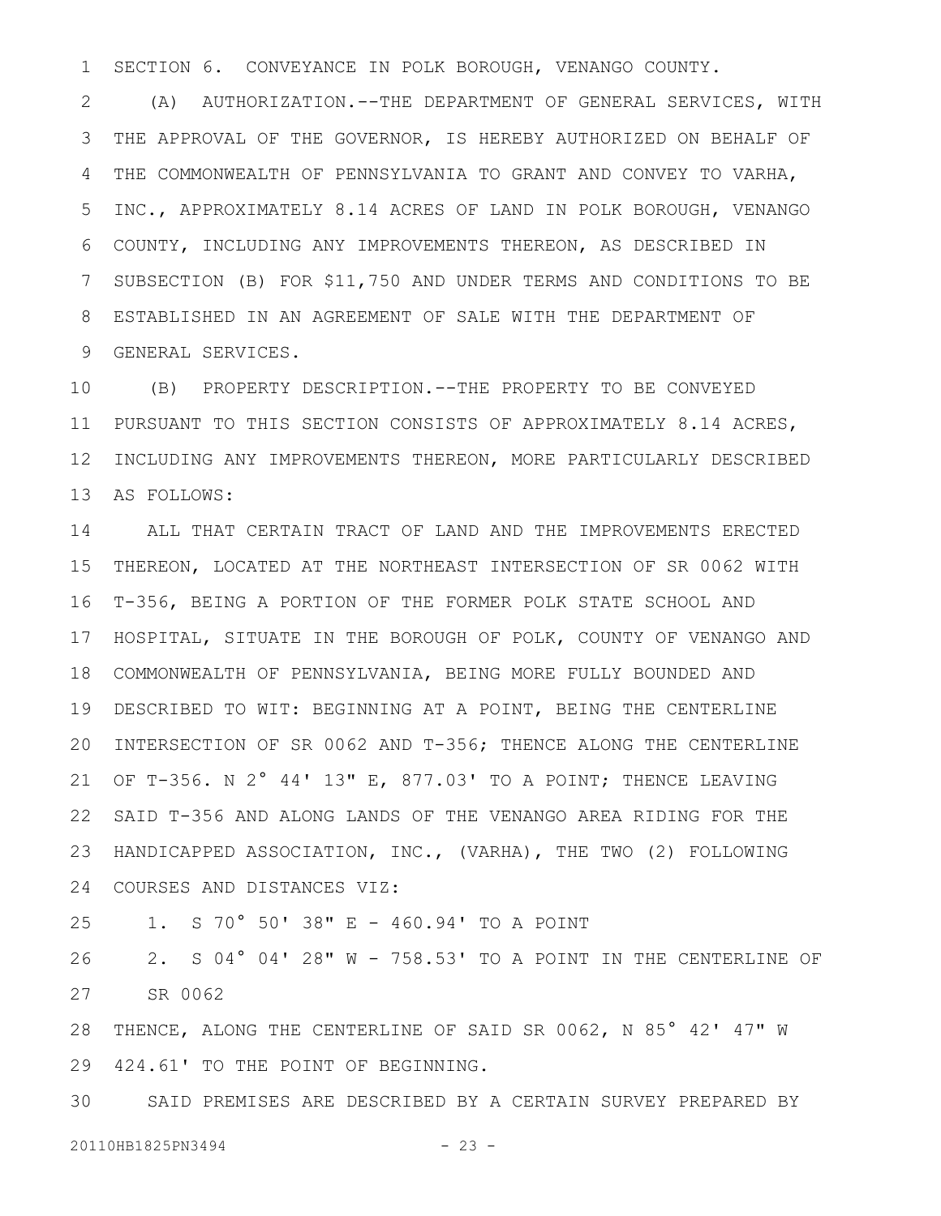SECTION 6. CONVEYANCE IN POLK BOROUGH, VENANGO COUNTY.

(A) AUTHORIZATION.--THE DEPARTMENT OF GENERAL SERVICES, WITH THE APPROVAL OF THE GOVERNOR, IS HEREBY AUTHORIZED ON BEHALF OF THE COMMONWEALTH OF PENNSYLVANIA TO GRANT AND CONVEY TO VARHA, INC., APPROXIMATELY 8.14 ACRES OF LAND IN POLK BOROUGH, VENANGO COUNTY, INCLUDING ANY IMPROVEMENTS THEREON, AS DESCRIBED IN SUBSECTION (B) FOR $11,750 AND UNDER TERMS AND CONDITIONS TO BE ESTABLISHED IN AN AGREEMENT OF SALE WITH THE DEPARTMENT OF GENERAL SERVICES.

(B) PROPERTY DESCRIPTION.--THE PROPERTY TO BE CONVEYED PURSUANT TO THIS SECTION CONSISTS OF APPROXIMATELY 8.14 ACRES, INCLUDING ANY IMPROVEMENTS THEREON, MORE PARTICULARLY DESCRIBED AS FOLLOWS:

ALL THAT CERTAIN TRACT OF LAND AND THE IMPROVEMENTS ERECTED THEREON, LOCATED AT THE NORTHEAST INTERSECTION OF SR 0062 WITH T-356, BEING A PORTION OF THE FORMER POLK STATE SCHOOL AND HOSPITAL, SITUATE IN THE BOROUGH OF POLK, COUNTY OF VENANGO AND COMMONWEALTH OF PENNSYLVANIA, BEING MORE FULLY BOUNDED AND DESCRIBED TO WIT: BEGINNING AT A POINT, BEING THE CENTERLINE INTERSECTION OF SR 0062 AND T-356; THENCE ALONG THE CENTERLINE OF T-356. N 2° 44' 13" E, 877.03' TO A POINT; THENCE LEAVING SAID T-356 AND ALONG LANDS OF THE VENANGO AREA RIDING FOR THE HANDICAPPED ASSOCIATION, INC., (VARHA), THE TWO (2) FOLLOWING COURSES AND DISTANCES VIZ:

1. S 70° 50' 38" E - 460.94' TO A POINT
2. S 04° 04' 28" W - 758.53' TO A POINT IN THE CENTERLINE OF SR 0062

THENCE, ALONG THE CENTERLINE OF SAID SR 0062, N 85° 42' 47" W 424.61' TO THE POINT OF BEGINNING.

SAID PREMISES ARE DESCRIBED BY A CERTAIN SURVEY PREPARED BY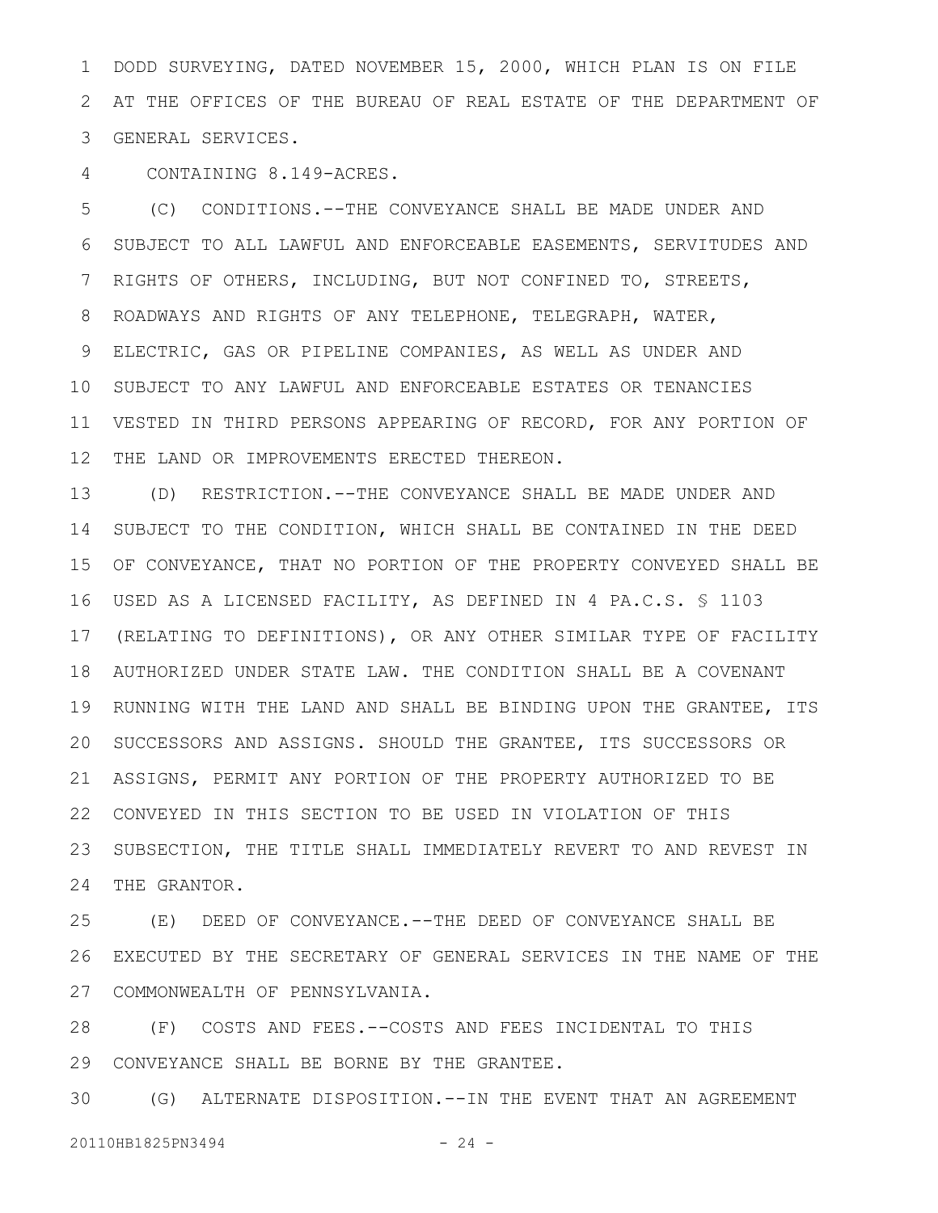DODD SURVEYING, DATED NOVEMBER 15, 2000, WHICH PLAN IS ON FILE AT THE OFFICES OF THE BUREAU OF REAL ESTATE OF THE DEPARTMENT OF GENERAL SERVICES.

CONTAINING 8.149-ACRES.

(C) CONDITIONS.--THE CONVEYANCE SHALL BE MADE UNDER AND SUBJECT TO ALL LAWFUL AND ENFORCEABLE EASEMENTS, SERVITUDES AND RIGHTS OF OTHERS, INCLUDING, BUT NOT CONFINED TO, STREETS, ROADWAYS AND RIGHTS OF ANY TELEPHONE, TELEGRAPH, WATER, ELECTRIC, GAS OR PIPELINE COMPANIES, AS WELL AS UNDER AND SUBJECT TO ANY LAWFUL AND ENFORCEABLE ESTATES OR TENANCIES VESTED IN THIRD PERSONS APPEARING OF RECORD, FOR ANY PORTION OF THE LAND OR IMPROVEMENTS ERECTED THEREON.

(D) RESTRICTION.--THE CONVEYANCE SHALL BE MADE UNDER AND SUBJECT TO THE CONDITION, WHICH SHALL BE CONTAINED IN THE DEED OF CONVEYANCE, THAT NO PORTION OF THE PROPERTY CONVEYED SHALL BE USED AS A LICENSED FACILITY, AS DEFINED IN 4 PA.C.S. § 1103 (RELATING TO DEFINITIONS), OR ANY OTHER SIMILAR TYPE OF FACILITY AUTHORIZED UNDER STATE LAW. THE CONDITION SHALL BE A COVENANT RUNNING WITH THE LAND AND SHALL BE BINDING UPON THE GRANTEE, ITS SUCCESSORS AND ASSIGNS. SHOULD THE GRANTEE, ITS SUCCESSORS OR ASSIGNS, PERMIT ANY PORTION OF THE PROPERTY AUTHORIZED TO BE CONVEYED IN THIS SECTION TO BE USED IN VIOLATION OF THIS SUBSECTION, THE TITLE SHALL IMMEDIATELY REVERT TO AND REVEST IN THE GRANTOR.

(E) DEED OF CONVEYANCE.--THE DEED OF CONVEYANCE SHALL BE EXECUTED BY THE SECRETARY OF GENERAL SERVICES IN THE NAME OF THE COMMONWEALTH OF PENNSYLVANIA.

(F) COSTS AND FEES.--COSTS AND FEES INCIDENTAL TO THIS CONVEYANCE SHALL BE BORNE BY THE GRANTEE.

(G) ALTERNATE DISPOSITION.--IN THE EVENT THAT AN AGREEMENT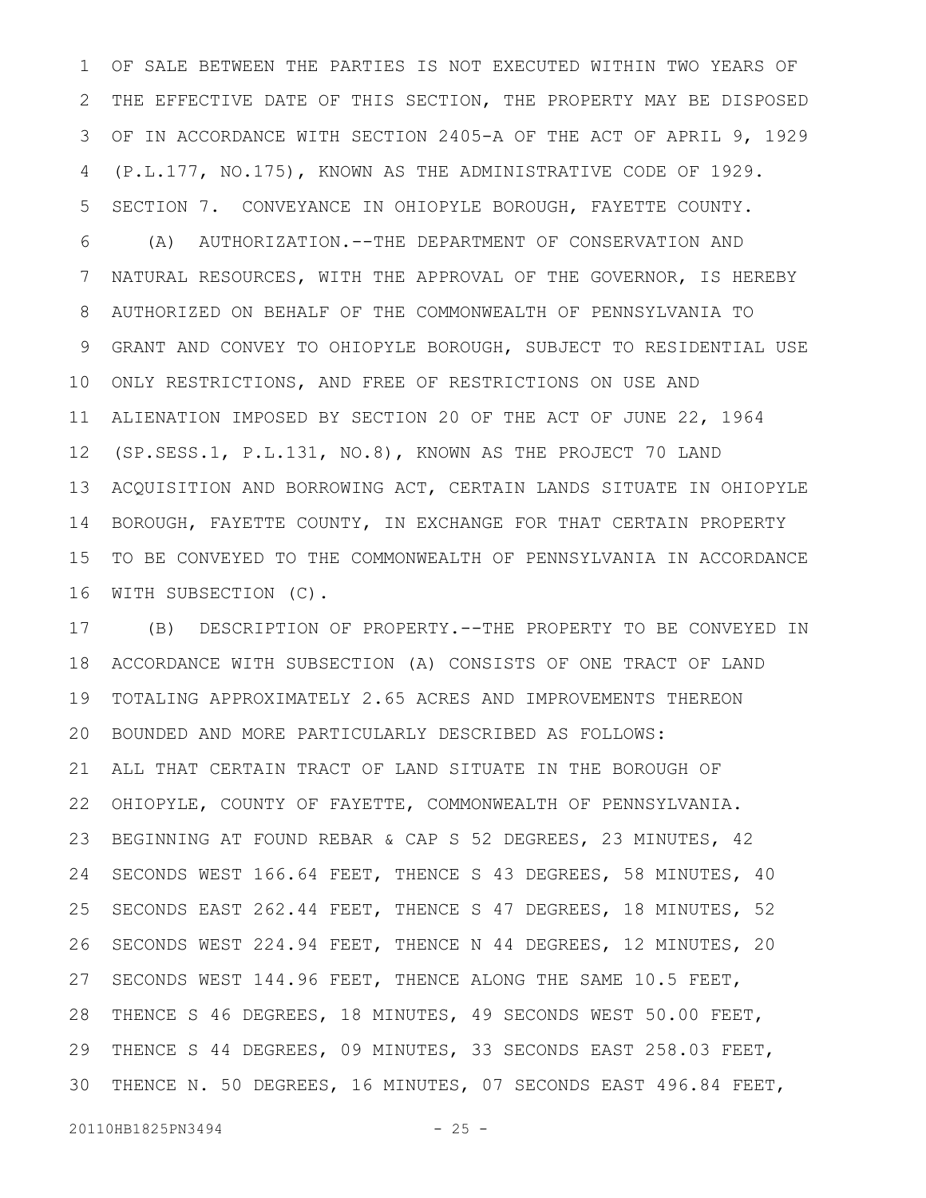OF SALE BETWEEN THE PARTIES IS NOT EXECUTED WITHIN TWO YEARS OF THE EFFECTIVE DATE OF THIS SECTION, THE PROPERTY MAY BE DISPOSED OF IN ACCORDANCE WITH SECTION 2405-A OF THE ACT OF APRIL 9, 1929 (P.L.177, NO.175), KNOWN AS THE ADMINISTRATIVE CODE OF 1929.

SECTION 7. CONVEYANCE IN OHIOPYLE BOROUGH, FAYETTE COUNTY.

(A) AUTHORIZATION.--THE DEPARTMENT OF CONSERVATION AND NATURAL RESOURCES, WITH THE APPROVAL OF THE GOVERNOR, IS HEREBY AUTHORIZED ON BEHALF OF THE COMMONWEALTH OF PENNSYLVANIA TO GRANT AND CONVEY TO OHIOPYLE BOROUGH, SUBJECT TO RESIDENTIAL USE ONLY RESTRICTIONS, AND FREE OF RESTRICTIONS ON USE AND ALIENATION IMPOSED BY SECTION 20 OF THE ACT OF JUNE 22, 1964 (SP.SESS.1, P.L.131, NO.8), KNOWN AS THE PROJECT 70 LAND ACQUISITION AND BORROWING ACT, CERTAIN LANDS SITUATE IN OHIOPYLE BOROUGH, FAYETTE COUNTY, IN EXCHANGE FOR THAT CERTAIN PROPERTY TO BE CONVEYED TO THE COMMONWEALTH OF PENNSYLVANIA IN ACCORDANCE WITH SUBSECTION (C).

(B) DESCRIPTION OF PROPERTY.--THE PROPERTY TO BE CONVEYED IN ACCORDANCE WITH SUBSECTION (A) CONSISTS OF ONE TRACT OF LAND TOTALING APPROXIMATELY 2.65 ACRES AND IMPROVEMENTS THEREON BOUNDED AND MORE PARTICULARLY DESCRIBED AS FOLLOWS:

ALL THAT CERTAIN TRACT OF LAND SITUATE IN THE BOROUGH OF OHIOPYLE, COUNTY OF FAYETTE, COMMONWEALTH OF PENNSYLVANIA.

BEGINNING AT FOUND REBAR & CAP S 52 DEGREES, 23 MINUTES, 42 SECONDS WEST 166.64 FEET, THENCE S 43 DEGREES, 58 MINUTES, 40 SECONDS EAST 262.44 FEET, THENCE S 47 DEGREES, 18 MINUTES, 52 SECONDS WEST 224.94 FEET, THENCE N 44 DEGREES, 12 MINUTES, 20 SECONDS WEST 144.96 FEET, THENCE ALONG THE SAME 10.5 FEET, THENCE S 46 DEGREES, 18 MINUTES, 49 SECONDS WEST 50.00 FEET, THENCE S 44 DEGREES, 09 MINUTES, 33 SECONDS EAST 258.03 FEET, THENCE N. 50 DEGREES, 16 MINUTES, 07 SECONDS EAST 496.84 FEET,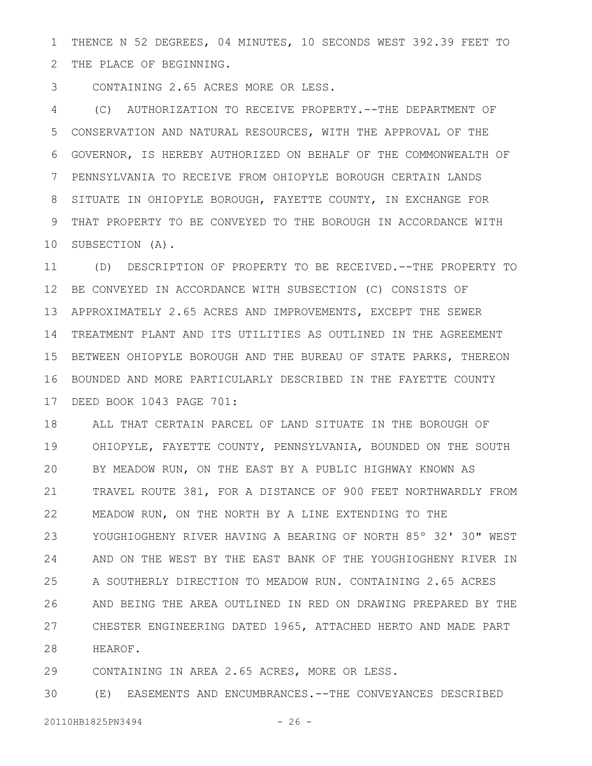THENCE N 52 DEGREES, 04 MINUTES, 10 SECONDS WEST 392.39 FEET TO THE PLACE OF BEGINNING.

CONTAINING 2.65 ACRES MORE OR LESS.

(C) AUTHORIZATION TO RECEIVE PROPERTY.--THE DEPARTMENT OF CONSERVATION AND NATURAL RESOURCES, WITH THE APPROVAL OF THE GOVERNOR, IS HEREBY AUTHORIZED ON BEHALF OF THE COMMONWEALTH OF PENNSYLVANIA TO RECEIVE FROM OHIOPYLE BOROUGH CERTAIN LANDS SITUATE IN OHIOPYLE BOROUGH, FAYETTE COUNTY, IN EXCHANGE FOR THAT PROPERTY TO BE CONVEYED TO THE BOROUGH IN ACCORDANCE WITH SUBSECTION (A).

(D) DESCRIPTION OF PROPERTY TO BE RECEIVED.--THE PROPERTY TO BE CONVEYED IN ACCORDANCE WITH SUBSECTION (C) CONSISTS OF APPROXIMATELY 2.65 ACRES AND IMPROVEMENTS, EXCEPT THE SEWER TREATMENT PLANT AND ITS UTILITIES AS OUTLINED IN THE AGREEMENT BETWEEN OHIOPYLE BOROUGH AND THE BUREAU OF STATE PARKS, THEREON BOUNDED AND MORE PARTICULARLY DESCRIBED IN THE FAYETTE COUNTY DEED BOOK 1043 PAGE 701:

ALL THAT CERTAIN PARCEL OF LAND SITUATE IN THE BOROUGH OF OHIOPYLE, FAYETTE COUNTY, PENNSYLVANIA, BOUNDED ON THE SOUTH BY MEADOW RUN, ON THE EAST BY A PUBLIC HIGHWAY KNOWN AS TRAVEL ROUTE 381, FOR A DISTANCE OF 900 FEET NORTHWARDLY FROM MEADOW RUN, ON THE NORTH BY A LINE EXTENDING TO THE YOUGHIOGHENY RIVER HAVING A BEARING OF NORTH 85° 32' 30" WEST AND ON THE WEST BY THE EAST BANK OF THE YOUGHIOGHENY RIVER IN A SOUTHERLY DIRECTION TO MEADOW RUN. CONTAINING 2.65 ACRES AND BEING THE AREA OUTLINED IN RED ON DRAWING PREPARED BY THE CHESTER ENGINEERING DATED 1965, ATTACHED HERTO AND MADE PART HEAROF.

CONTAINING IN AREA 2.65 ACRES, MORE OR LESS.

(E) EASEMENTS AND ENCUMBRANCES.--THE CONVEYANCES DESCRIBED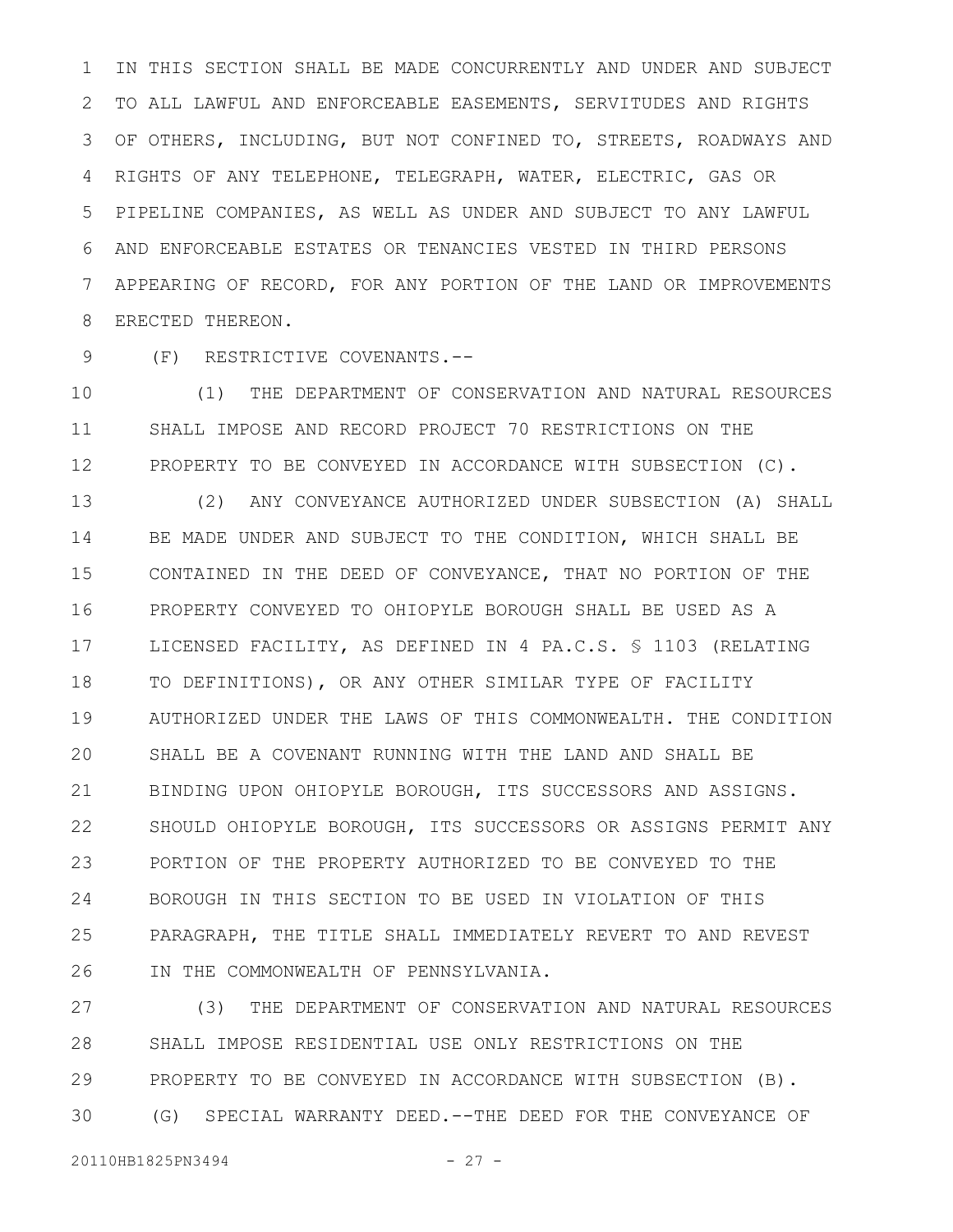IN THIS SECTION SHALL BE MADE CONCURRENTLY AND UNDER AND SUBJECT TO ALL LAWFUL AND ENFORCEABLE EASEMENTS, SERVITUDES AND RIGHTS OF OTHERS, INCLUDING, BUT NOT CONFINED TO, STREETS, ROADWAYS AND RIGHTS OF ANY TELEPHONE, TELEGRAPH, WATER, ELECTRIC, GAS OR PIPELINE COMPANIES, AS WELL AS UNDER AND SUBJECT TO ANY LAWFUL AND ENFORCEABLE ESTATES OR TENANCIES VESTED IN THIRD PERSONS APPEARING OF RECORD, FOR ANY PORTION OF THE LAND OR IMPROVEMENTS ERECTED THEREON.

(F) RESTRICTIVE COVENANTS.--

(1) THE DEPARTMENT OF CONSERVATION AND NATURAL RESOURCES SHALL IMPOSE AND RECORD PROJECT 70 RESTRICTIONS ON THE PROPERTY TO BE CONVEYED IN ACCORDANCE WITH SUBSECTION (C).

(2) ANY CONVEYANCE AUTHORIZED UNDER SUBSECTION (A) SHALL BE MADE UNDER AND SUBJECT TO THE CONDITION, WHICH SHALL BE CONTAINED IN THE DEED OF CONVEYANCE, THAT NO PORTION OF THE PROPERTY CONVEYED TO OHIOPYLE BOROUGH SHALL BE USED AS A LICENSED FACILITY, AS DEFINED IN 4 PA.C.S. § 1103 (RELATING TO DEFINITIONS), OR ANY OTHER SIMILAR TYPE OF FACILITY AUTHORIZED UNDER THE LAWS OF THIS COMMONWEALTH. THE CONDITION SHALL BE A COVENANT RUNNING WITH THE LAND AND SHALL BE BINDING UPON OHIOPYLE BOROUGH, ITS SUCCESSORS AND ASSIGNS. SHOULD OHIOPYLE BOROUGH, ITS SUCCESSORS OR ASSIGNS PERMIT ANY PORTION OF THE PROPERTY AUTHORIZED TO BE CONVEYED TO THE BOROUGH IN THIS SECTION TO BE USED IN VIOLATION OF THIS PARAGRAPH, THE TITLE SHALL IMMEDIATELY REVERT TO AND REVEST IN THE COMMONWEALTH OF PENNSYLVANIA.

(3) THE DEPARTMENT OF CONSERVATION AND NATURAL RESOURCES SHALL IMPOSE RESIDENTIAL USE ONLY RESTRICTIONS ON THE PROPERTY TO BE CONVEYED IN ACCORDANCE WITH SUBSECTION (B).

(G) SPECIAL WARRANTY DEED.--THE DEED FOR THE CONVEYANCE OF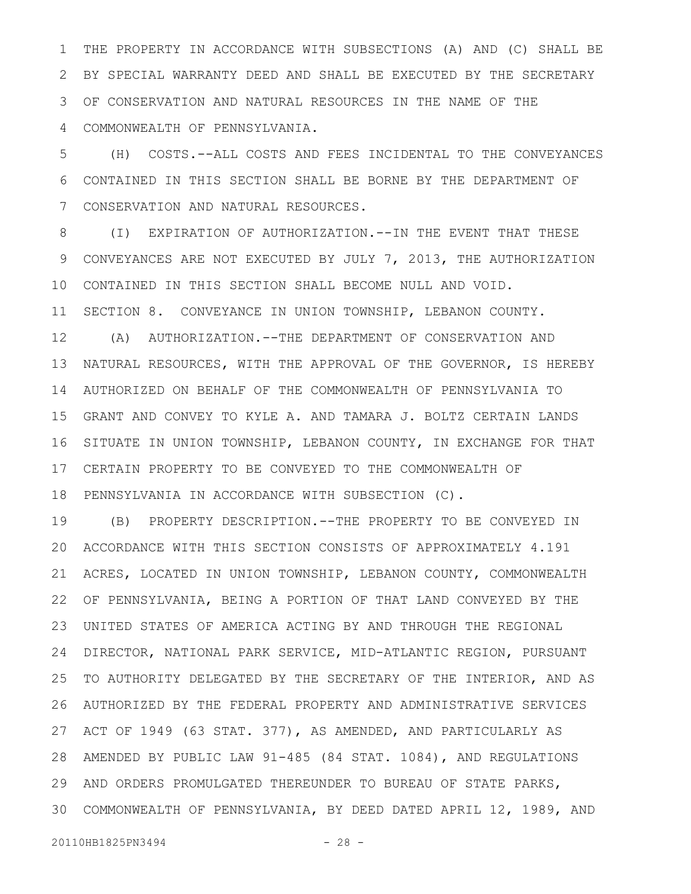THE PROPERTY IN ACCORDANCE WITH SUBSECTIONS (A) AND (C) SHALL BE BY SPECIAL WARRANTY DEED AND SHALL BE EXECUTED BY THE SECRETARY OF CONSERVATION AND NATURAL RESOURCES IN THE NAME OF THE COMMONWEALTH OF PENNSYLVANIA.

(H) COSTS.--ALL COSTS AND FEES INCIDENTAL TO THE CONVEYANCES CONTAINED IN THIS SECTION SHALL BE BORNE BY THE DEPARTMENT OF CONSERVATION AND NATURAL RESOURCES.

(I) EXPIRATION OF AUTHORIZATION.--IN THE EVENT THAT THESE CONVEYANCES ARE NOT EXECUTED BY JULY 7, 2013, THE AUTHORIZATION CONTAINED IN THIS SECTION SHALL BECOME NULL AND VOID.

SECTION 8. CONVEYANCE IN UNION TOWNSHIP, LEBANON COUNTY.

(A) AUTHORIZATION.--THE DEPARTMENT OF CONSERVATION AND NATURAL RESOURCES, WITH THE APPROVAL OF THE GOVERNOR, IS HEREBY AUTHORIZED ON BEHALF OF THE COMMONWEALTH OF PENNSYLVANIA TO GRANT AND CONVEY TO KYLE A. AND TAMARA J. BOLTZ CERTAIN LANDS SITUATE IN UNION TOWNSHIP, LEBANON COUNTY, IN EXCHANGE FOR THAT CERTAIN PROPERTY TO BE CONVEYED TO THE COMMONWEALTH OF PENNSYLVANIA IN ACCORDANCE WITH SUBSECTION (C).

(B) PROPERTY DESCRIPTION.--THE PROPERTY TO BE CONVEYED IN ACCORDANCE WITH THIS SECTION CONSISTS OF APPROXIMATELY 4.191 ACRES, LOCATED IN UNION TOWNSHIP, LEBANON COUNTY, COMMONWEALTH OF PENNSYLVANIA, BEING A PORTION OF THAT LAND CONVEYED BY THE UNITED STATES OF AMERICA ACTING BY AND THROUGH THE REGIONAL DIRECTOR, NATIONAL PARK SERVICE, MID-ATLANTIC REGION, PURSUANT TO AUTHORITY DELEGATED BY THE SECRETARY OF THE INTERIOR, AND AS AUTHORIZED BY THE FEDERAL PROPERTY AND ADMINISTRATIVE SERVICES ACT OF 1949 (63 STAT. 377), AS AMENDED, AND PARTICULARLY AS AMENDED BY PUBLIC LAW 91-485 (84 STAT. 1084), AND REGULATIONS AND ORDERS PROMULGATED THEREUNDER TO BUREAU OF STATE PARKS, COMMONWEALTH OF PENNSYLVANIA, BY DEED DATED APRIL 12, 1989, AND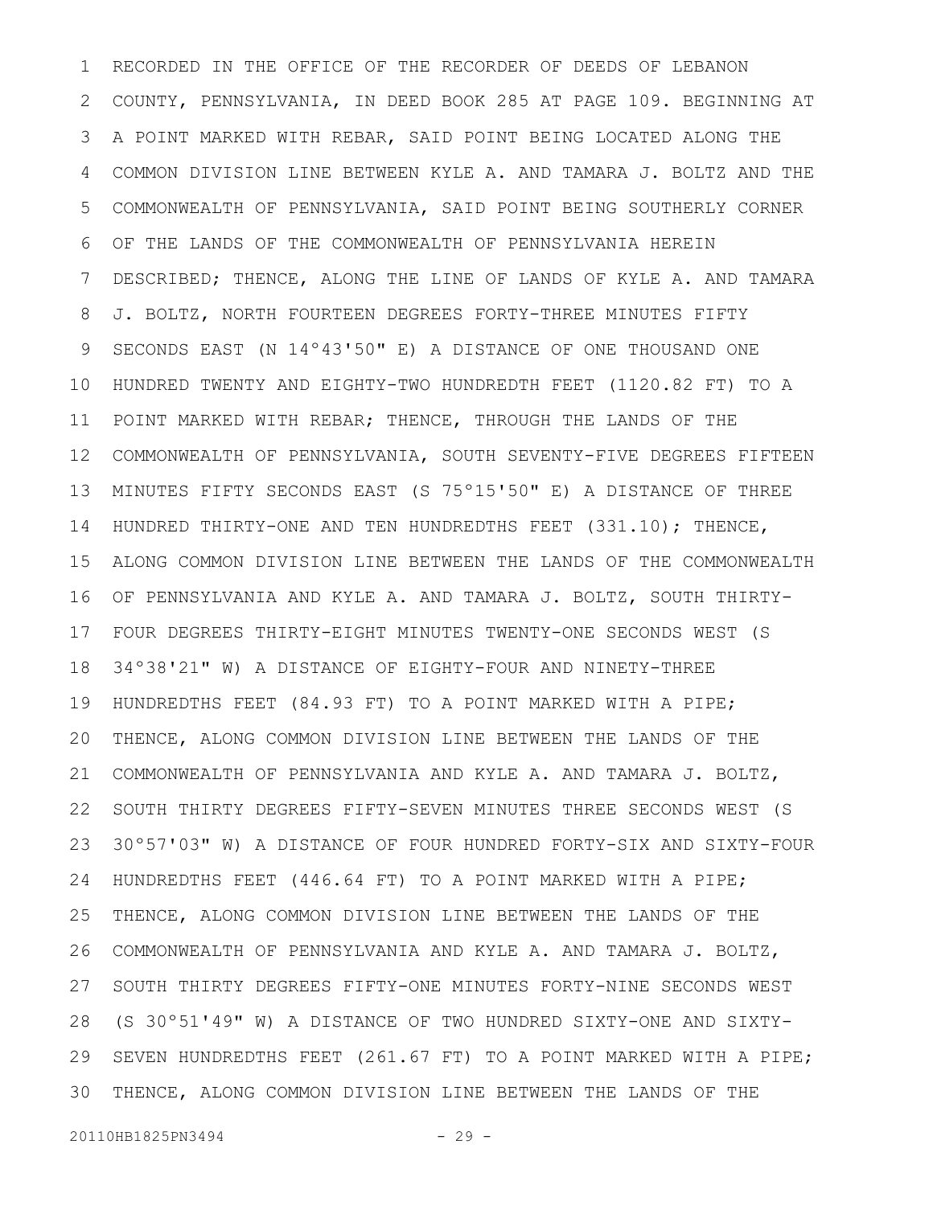RECORDED IN THE OFFICE OF THE RECORDER OF DEEDS OF LEBANON COUNTY, PENNSYLVANIA, IN DEED BOOK 285 AT PAGE 109. BEGINNING AT A POINT MARKED WITH REBAR, SAID POINT BEING LOCATED ALONG THE COMMON DIVISION LINE BETWEEN KYLE A. AND TAMARA J. BOLTZ AND THE COMMONWEALTH OF PENNSYLVANIA, SAID POINT BEING SOUTHERLY CORNER OF THE LANDS OF THE COMMONWEALTH OF PENNSYLVANIA HEREIN DESCRIBED; THENCE, ALONG THE LINE OF LANDS OF KYLE A. AND TAMARA J. BOLTZ, NORTH FOURTEEN DEGREES FORTY-THREE MINUTES FIFTY SECONDS EAST (N 14°43'50" E) A DISTANCE OF ONE THOUSAND ONE HUNDRED TWENTY AND EIGHTY-TWO HUNDREDTH FEET (1120.82 FT) TO A POINT MARKED WITH REBAR; THENCE, THROUGH THE LANDS OF THE COMMONWEALTH OF PENNSYLVANIA, SOUTH SEVENTY-FIVE DEGREES FIFTEEN MINUTES FIFTY SECONDS EAST (S 75°15'50" E) A DISTANCE OF THREE HUNDRED THIRTY-ONE AND TEN HUNDREDTHS FEET (331.10); THENCE, ALONG COMMON DIVISION LINE BETWEEN THE LANDS OF THE COMMONWEALTH OF PENNSYLVANIA AND KYLE A. AND TAMARA J. BOLTZ, SOUTH THIRTY-FOUR DEGREES THIRTY-EIGHT MINUTES TWENTY-ONE SECONDS WEST (S 34°38'21" W) A DISTANCE OF EIGHTY-FOUR AND NINETY-THREE HUNDREDTHS FEET (84.93 FT) TO A POINT MARKED WITH A PIPE; THENCE, ALONG COMMON DIVISION LINE BETWEEN THE LANDS OF THE COMMONWEALTH OF PENNSYLVANIA AND KYLE A. AND TAMARA J. BOLTZ, SOUTH THIRTY DEGREES FIFTY-SEVEN MINUTES THREE SECONDS WEST (S 30°57'03" W) A DISTANCE OF FOUR HUNDRED FORTY-SIX AND SIXTY-FOUR HUNDREDTHS FEET (446.64 FT) TO A POINT MARKED WITH A PIPE; THENCE, ALONG COMMON DIVISION LINE BETWEEN THE LANDS OF THE COMMONWEALTH OF PENNSYLVANIA AND KYLE A. AND TAMARA J. BOLTZ, SOUTH THIRTY DEGREES FIFTY-ONE MINUTES FORTY-NINE SECONDS WEST (S 30°51'49" W) A DISTANCE OF TWO HUNDRED SIXTY-ONE AND SIXTY-SEVEN HUNDREDTHS FEET (261.67 FT) TO A POINT MARKED WITH A PIPE; THENCE, ALONG COMMON DIVISION LINE BETWEEN THE LANDS OF THE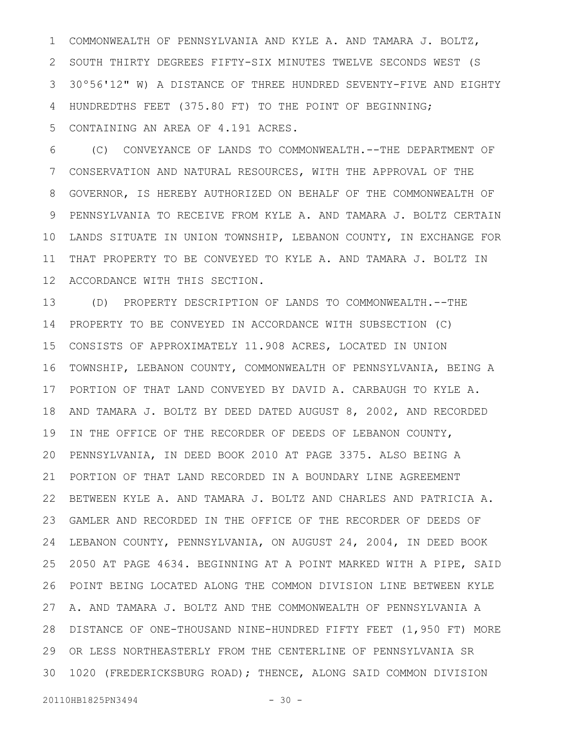COMMONWEALTH OF PENNSYLVANIA AND KYLE A. AND TAMARA J. BOLTZ, SOUTH THIRTY DEGREES FIFTY-SIX MINUTES TWELVE SECONDS WEST (S 30°56'12" W) A DISTANCE OF THREE HUNDRED SEVENTY-FIVE AND EIGHTY HUNDREDTHS FEET (375.80 FT) TO THE POINT OF BEGINNING; CONTAINING AN AREA OF 4.191 ACRES.

(C) CONVEYANCE OF LANDS TO COMMONWEALTH.--THE DEPARTMENT OF CONSERVATION AND NATURAL RESOURCES, WITH THE APPROVAL OF THE GOVERNOR, IS HEREBY AUTHORIZED ON BEHALF OF THE COMMONWEALTH OF PENNSYLVANIA TO RECEIVE FROM KYLE A. AND TAMARA J. BOLTZ CERTAIN LANDS SITUATE IN UNION TOWNSHIP, LEBANON COUNTY, IN EXCHANGE FOR THAT PROPERTY TO BE CONVEYED TO KYLE A. AND TAMARA J. BOLTZ IN ACCORDANCE WITH THIS SECTION.

(D) PROPERTY DESCRIPTION OF LANDS TO COMMONWEALTH.--THE PROPERTY TO BE CONVEYED IN ACCORDANCE WITH SUBSECTION (C) CONSISTS OF APPROXIMATELY 11.908 ACRES, LOCATED IN UNION TOWNSHIP, LEBANON COUNTY, COMMONWEALTH OF PENNSYLVANIA, BEING A PORTION OF THAT LAND CONVEYED BY DAVID A. CARBAUGH TO KYLE A. AND TAMARA J. BOLTZ BY DEED DATED AUGUST 8, 2002, AND RECORDED IN THE OFFICE OF THE RECORDER OF DEEDS OF LEBANON COUNTY, PENNSYLVANIA, IN DEED BOOK 2010 AT PAGE 3375. ALSO BEING A PORTION OF THAT LAND RECORDED IN A BOUNDARY LINE AGREEMENT BETWEEN KYLE A. AND TAMARA J. BOLTZ AND CHARLES AND PATRICIA A. GAMLER AND RECORDED IN THE OFFICE OF THE RECORDER OF DEEDS OF LEBANON COUNTY, PENNSYLVANIA, ON AUGUST 24, 2004, IN DEED BOOK 2050 AT PAGE 4634. BEGINNING AT A POINT MARKED WITH A PIPE, SAID POINT BEING LOCATED ALONG THE COMMON DIVISION LINE BETWEEN KYLE A. AND TAMARA J. BOLTZ AND THE COMMONWEALTH OF PENNSYLVANIA A DISTANCE OF ONE-THOUSAND NINE-HUNDRED FIFTY FEET (1,950 FT) MORE OR LESS NORTHEASTERLY FROM THE CENTERLINE OF PENNSYLVANIA SR 1020 (FREDERICKSBURG ROAD); THENCE, ALONG SAID COMMON DIVISION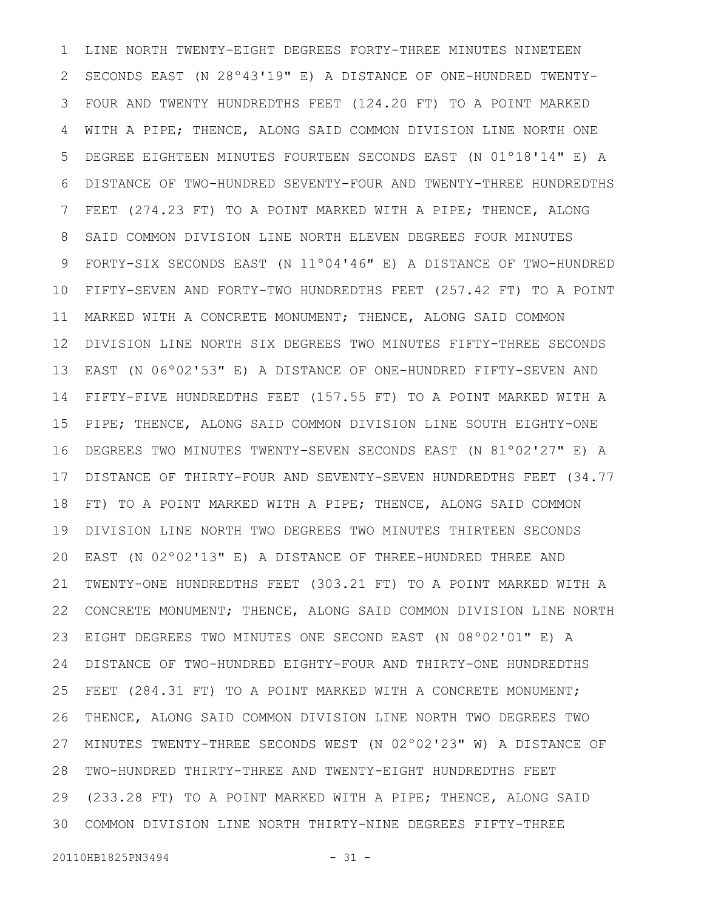LINE NORTH TWENTY-EIGHT DEGREES FORTY-THREE MINUTES NINETEEN SECONDS EAST (N 28°43'19" E) A DISTANCE OF ONE-HUNDRED TWENTY-FOUR AND TWENTY HUNDREDTHS FEET (124.20 FT) TO A POINT MARKED WITH A PIPE; THENCE, ALONG SAID COMMON DIVISION LINE NORTH ONE DEGREE EIGHTEEN MINUTES FOURTEEN SECONDS EAST (N 01°18'14" E) A DISTANCE OF TWO-HUNDRED SEVENTY-FOUR AND TWENTY-THREE HUNDREDTHS FEET (274.23 FT) TO A POINT MARKED WITH A PIPE; THENCE, ALONG SAID COMMON DIVISION LINE NORTH ELEVEN DEGREES FOUR MINUTES FORTY-SIX SECONDS EAST (N 11°04'46" E) A DISTANCE OF TWO-HUNDRED FIFTY-SEVEN AND FORTY-TWO HUNDREDTHS FEET (257.42 FT) TO A POINT MARKED WITH A CONCRETE MONUMENT; THENCE, ALONG SAID COMMON DIVISION LINE NORTH SIX DEGREES TWO MINUTES FIFTY-THREE SECONDS EAST (N 06°02'53" E) A DISTANCE OF ONE-HUNDRED FIFTY-SEVEN AND FIFTY-FIVE HUNDREDTHS FEET (157.55 FT) TO A POINT MARKED WITH A PIPE; THENCE, ALONG SAID COMMON DIVISION LINE SOUTH EIGHTY-ONE DEGREES TWO MINUTES TWENTY-SEVEN SECONDS EAST (N 81°02'27" E) A DISTANCE OF THIRTY-FOUR AND SEVENTY-SEVEN HUNDREDTHS FEET (34.77 FT) TO A POINT MARKED WITH A PIPE; THENCE, ALONG SAID COMMON DIVISION LINE NORTH TWO DEGREES TWO MINUTES THIRTEEN SECONDS EAST (N 02°02'13" E) A DISTANCE OF THREE-HUNDRED THREE AND TWENTY-ONE HUNDREDTHS FEET (303.21 FT) TO A POINT MARKED WITH A CONCRETE MONUMENT; THENCE, ALONG SAID COMMON DIVISION LINE NORTH EIGHT DEGREES TWO MINUTES ONE SECOND EAST (N 08°02'01" E) A DISTANCE OF TWO-HUNDRED EIGHTY-FOUR AND THIRTY-ONE HUNDREDTHS FEET (284.31 FT) TO A POINT MARKED WITH A CONCRETE MONUMENT; THENCE, ALONG SAID COMMON DIVISION LINE NORTH TWO DEGREES TWO MINUTES TWENTY-THREE SECONDS WEST (N 02°02'23" W) A DISTANCE OF TWO-HUNDRED THIRTY-THREE AND TWENTY-EIGHT HUNDREDTHS FEET (233.28 FT) TO A POINT MARKED WITH A PIPE; THENCE, ALONG SAID COMMON DIVISION LINE NORTH THIRTY-NINE DEGREES FIFTY-THREE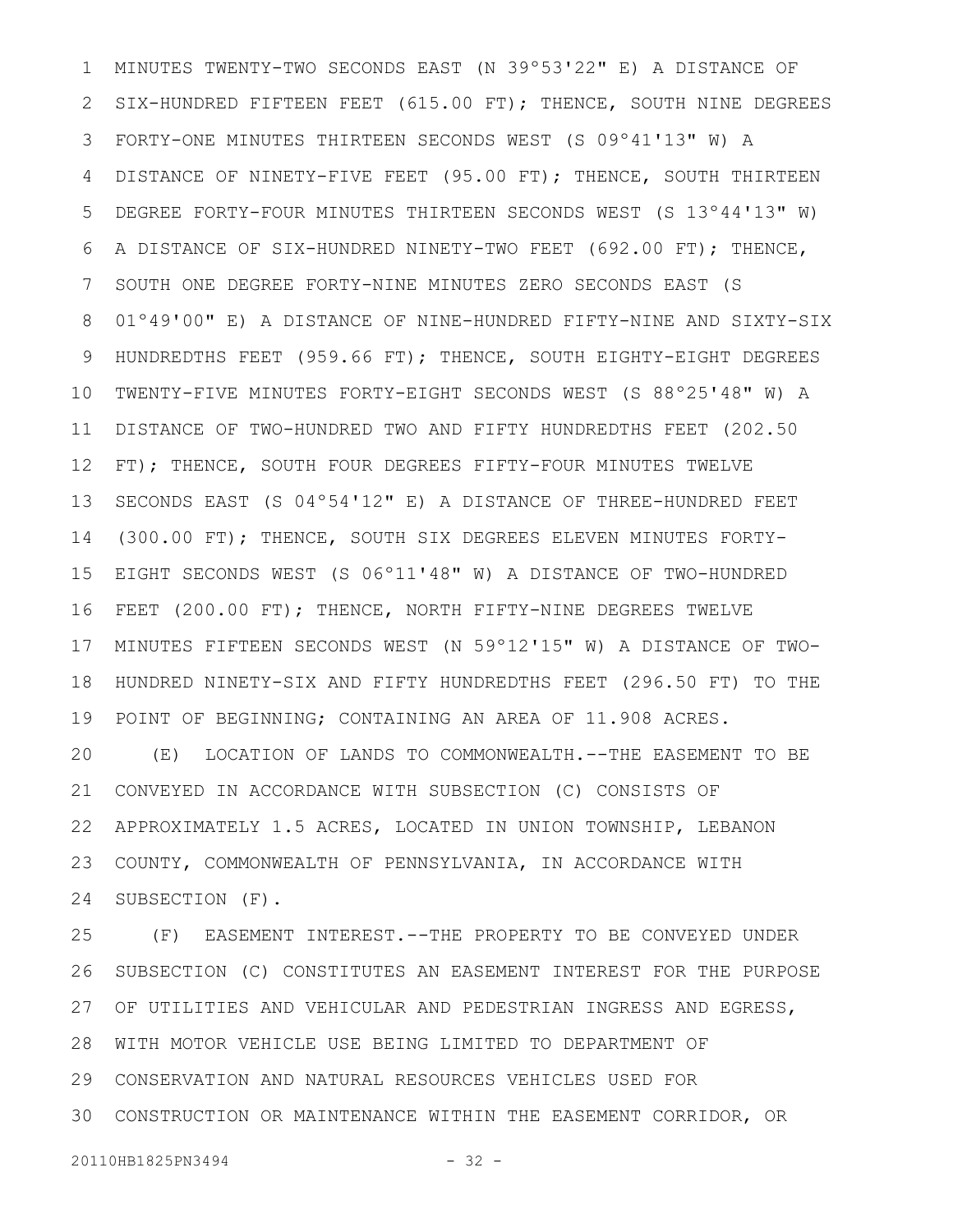MINUTES TWENTY-TWO SECONDS EAST (N 39°53'22" E) A DISTANCE OF SIX-HUNDRED FIFTEEN FEET (615.00 FT); THENCE, SOUTH NINE DEGREES FORTY-ONE MINUTES THIRTEEN SECONDS WEST (S 09°41'13" W) A DISTANCE OF NINETY-FIVE FEET (95.00 FT); THENCE, SOUTH THIRTEEN DEGREE FORTY-FOUR MINUTES THIRTEEN SECONDS WEST (S 13°44'13" W) A DISTANCE OF SIX-HUNDRED NINETY-TWO FEET (692.00 FT); THENCE, SOUTH ONE DEGREE FORTY-NINE MINUTES ZERO SECONDS EAST (S 01°49'00" E) A DISTANCE OF NINE-HUNDRED FIFTY-NINE AND SIXTY-SIX HUNDREDTHS FEET (959.66 FT); THENCE, SOUTH EIGHTY-EIGHT DEGREES TWENTY-FIVE MINUTES FORTY-EIGHT SECONDS WEST (S 88°25'48" W) A DISTANCE OF TWO-HUNDRED TWO AND FIFTY HUNDREDTHS FEET (202.50 FT); THENCE, SOUTH FOUR DEGREES FIFTY-FOUR MINUTES TWELVE SECONDS EAST (S 04°54'12" E) A DISTANCE OF THREE-HUNDRED FEET (300.00 FT); THENCE, SOUTH SIX DEGREES ELEVEN MINUTES FORTY-EIGHT SECONDS WEST (S 06°11'48" W) A DISTANCE OF TWO-HUNDRED FEET (200.00 FT); THENCE, NORTH FIFTY-NINE DEGREES TWELVE MINUTES FIFTEEN SECONDS WEST (N 59°12'15" W) A DISTANCE OF TWO-HUNDRED NINETY-SIX AND FIFTY HUNDREDTHS FEET (296.50 FT) TO THE POINT OF BEGINNING; CONTAINING AN AREA OF 11.908 ACRES.

(E) LOCATION OF LANDS TO COMMONWEALTH.--THE EASEMENT TO BE CONVEYED IN ACCORDANCE WITH SUBSECTION (C) CONSISTS OF APPROXIMATELY 1.5 ACRES, LOCATED IN UNION TOWNSHIP, LEBANON COUNTY, COMMONWEALTH OF PENNSYLVANIA, IN ACCORDANCE WITH SUBSECTION (F).

(F) EASEMENT INTEREST.--THE PROPERTY TO BE CONVEYED UNDER SUBSECTION (C) CONSTITUTES AN EASEMENT INTEREST FOR THE PURPOSE OF UTILITIES AND VEHICULAR AND PEDESTRIAN INGRESS AND EGRESS, WITH MOTOR VEHICLE USE BEING LIMITED TO DEPARTMENT OF CONSERVATION AND NATURAL RESOURCES VEHICLES USED FOR CONSTRUCTION OR MAINTENANCE WITHIN THE EASEMENT CORRIDOR, OR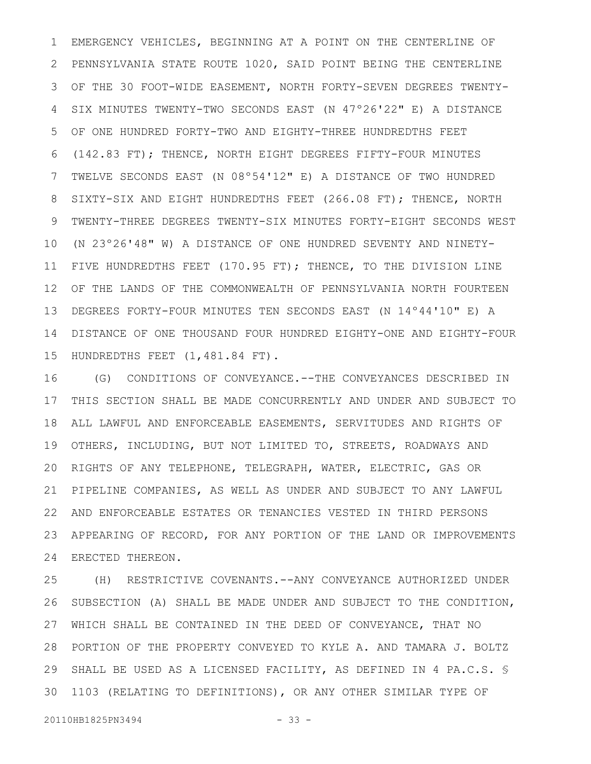EMERGENCY VEHICLES, BEGINNING AT A POINT ON THE CENTERLINE OF PENNSYLVANIA STATE ROUTE 1020, SAID POINT BEING THE CENTERLINE OF THE 30 FOOT-WIDE EASEMENT, NORTH FORTY-SEVEN DEGREES TWENTY-SIX MINUTES TWENTY-TWO SECONDS EAST (N 47°26'22" E) A DISTANCE OF ONE HUNDRED FORTY-TWO AND EIGHTY-THREE HUNDREDTHS FEET (142.83 FT); THENCE, NORTH EIGHT DEGREES FIFTY-FOUR MINUTES TWELVE SECONDS EAST (N 08°54'12" E) A DISTANCE OF TWO HUNDRED SIXTY-SIX AND EIGHT HUNDREDTHS FEET (266.08 FT); THENCE, NORTH TWENTY-THREE DEGREES TWENTY-SIX MINUTES FORTY-EIGHT SECONDS WEST (N 23°26'48" W) A DISTANCE OF ONE HUNDRED SEVENTY AND NINETY-FIVE HUNDREDTHS FEET (170.95 FT); THENCE, TO THE DIVISION LINE OF THE LANDS OF THE COMMONWEALTH OF PENNSYLVANIA NORTH FOURTEEN DEGREES FORTY-FOUR MINUTES TEN SECONDS EAST (N 14°44'10" E) A DISTANCE OF ONE THOUSAND FOUR HUNDRED EIGHTY-ONE AND EIGHTY-FOUR HUNDREDTHS FEET (1,481.84 FT).

(G) CONDITIONS OF CONVEYANCE.--THE CONVEYANCES DESCRIBED IN THIS SECTION SHALL BE MADE CONCURRENTLY AND UNDER AND SUBJECT TO ALL LAWFUL AND ENFORCEABLE EASEMENTS, SERVITUDES AND RIGHTS OF OTHERS, INCLUDING, BUT NOT LIMITED TO, STREETS, ROADWAYS AND RIGHTS OF ANY TELEPHONE, TELEGRAPH, WATER, ELECTRIC, GAS OR PIPELINE COMPANIES, AS WELL AS UNDER AND SUBJECT TO ANY LAWFUL AND ENFORCEABLE ESTATES OR TENANCIES VESTED IN THIRD PERSONS APPEARING OF RECORD, FOR ANY PORTION OF THE LAND OR IMPROVEMENTS ERECTED THEREON.

(H) RESTRICTIVE COVENANTS.--ANY CONVEYANCE AUTHORIZED UNDER SUBSECTION (A) SHALL BE MADE UNDER AND SUBJECT TO THE CONDITION, WHICH SHALL BE CONTAINED IN THE DEED OF CONVEYANCE, THAT NO PORTION OF THE PROPERTY CONVEYED TO KYLE A. AND TAMARA J. BOLTZ SHALL BE USED AS A LICENSED FACILITY, AS DEFINED IN 4 PA.C.S. § 1103 (RELATING TO DEFINITIONS), OR ANY OTHER SIMILAR TYPE OF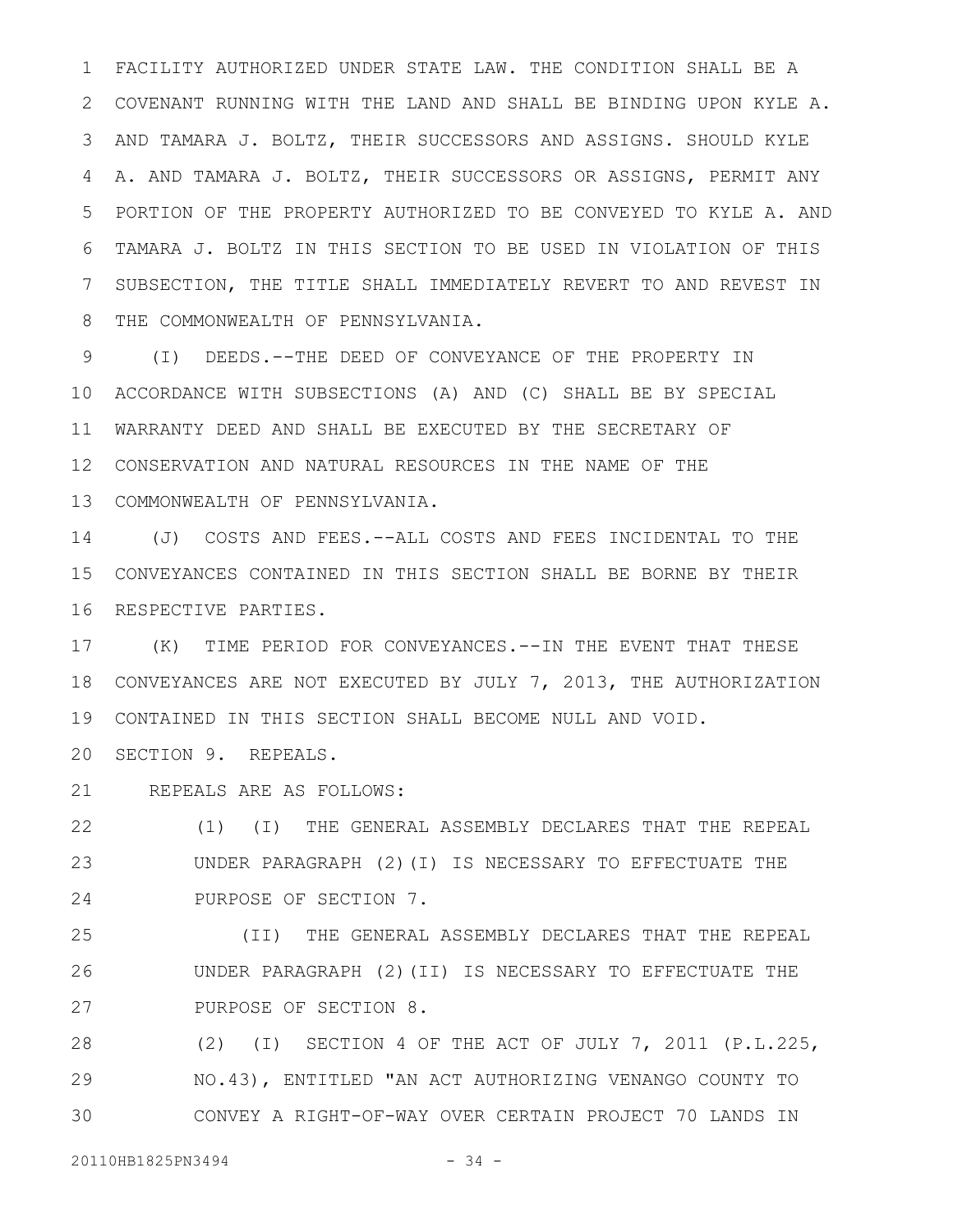FACILITY AUTHORIZED UNDER STATE LAW. THE CONDITION SHALL BE A COVENANT RUNNING WITH THE LAND AND SHALL BE BINDING UPON KYLE A. AND TAMARA J. BOLTZ, THEIR SUCCESSORS AND ASSIGNS. SHOULD KYLE A. AND TAMARA J. BOLTZ, THEIR SUCCESSORS OR ASSIGNS, PERMIT ANY PORTION OF THE PROPERTY AUTHORIZED TO BE CONVEYED TO KYLE A. AND TAMARA J. BOLTZ IN THIS SECTION TO BE USED IN VIOLATION OF THIS SUBSECTION, THE TITLE SHALL IMMEDIATELY REVERT TO AND REVEST IN THE COMMONWEALTH OF PENNSYLVANIA.

(I) DEEDS.--THE DEED OF CONVEYANCE OF THE PROPERTY IN ACCORDANCE WITH SUBSECTIONS (A) AND (C) SHALL BE BY SPECIAL WARRANTY DEED AND SHALL BE EXECUTED BY THE SECRETARY OF CONSERVATION AND NATURAL RESOURCES IN THE NAME OF THE COMMONWEALTH OF PENNSYLVANIA.

(J) COSTS AND FEES.--ALL COSTS AND FEES INCIDENTAL TO THE CONVEYANCES CONTAINED IN THIS SECTION SHALL BE BORNE BY THEIR RESPECTIVE PARTIES.

(K) TIME PERIOD FOR CONVEYANCES.--IN THE EVENT THAT THESE CONVEYANCES ARE NOT EXECUTED BY JULY 7, 2013, THE AUTHORIZATION CONTAINED IN THIS SECTION SHALL BECOME NULL AND VOID.

SECTION 9. REPEALS.

REPEALS ARE AS FOLLOWS:

(1) (I) THE GENERAL ASSEMBLY DECLARES THAT THE REPEAL UNDER PARAGRAPH (2)(I) IS NECESSARY TO EFFECTUATE THE PURPOSE OF SECTION 7.

(II) THE GENERAL ASSEMBLY DECLARES THAT THE REPEAL UNDER PARAGRAPH (2)(II) IS NECESSARY TO EFFECTUATE THE PURPOSE OF SECTION 8.

(2) (I) SECTION 4 OF THE ACT OF JULY 7, 2011 (P.L.225, NO.43), ENTITLED "AN ACT AUTHORIZING VENANGO COUNTY TO CONVEY A RIGHT-OF-WAY OVER CERTAIN PROJECT 70 LANDS IN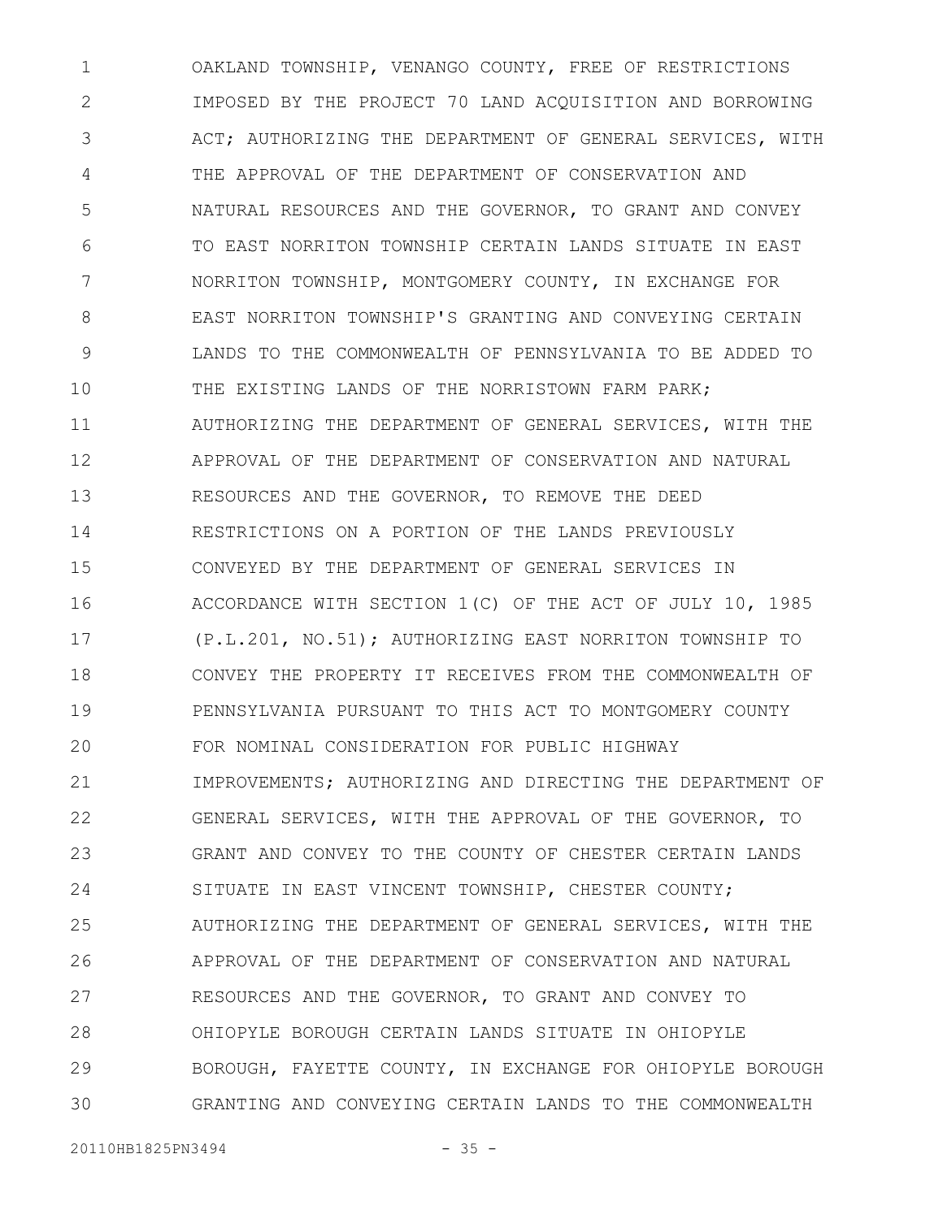OAKLAND TOWNSHIP, VENANGO COUNTY, FREE OF RESTRICTIONS IMPOSED BY THE PROJECT 70 LAND ACQUISITION AND BORROWING ACT; AUTHORIZING THE DEPARTMENT OF GENERAL SERVICES, WITH THE APPROVAL OF THE DEPARTMENT OF CONSERVATION AND NATURAL RESOURCES AND THE GOVERNOR, TO GRANT AND CONVEY TO EAST NORRITON TOWNSHIP CERTAIN LANDS SITUATE IN EAST NORRITON TOWNSHIP, MONTGOMERY COUNTY, IN EXCHANGE FOR EAST NORRITON TOWNSHIP'S GRANTING AND CONVEYING CERTAIN LANDS TO THE COMMONWEALTH OF PENNSYLVANIA TO BE ADDED TO THE EXISTING LANDS OF THE NORRISTOWN FARM PARK; AUTHORIZING THE DEPARTMENT OF GENERAL SERVICES, WITH THE APPROVAL OF THE DEPARTMENT OF CONSERVATION AND NATURAL RESOURCES AND THE GOVERNOR, TO REMOVE THE DEED RESTRICTIONS ON A PORTION OF THE LANDS PREVIOUSLY CONVEYED BY THE DEPARTMENT OF GENERAL SERVICES IN ACCORDANCE WITH SECTION 1(C) OF THE ACT OF JULY 10, 1985 (P.L.201, NO.51); AUTHORIZING EAST NORRITON TOWNSHIP TO CONVEY THE PROPERTY IT RECEIVES FROM THE COMMONWEALTH OF PENNSYLVANIA PURSUANT TO THIS ACT TO MONTGOMERY COUNTY FOR NOMINAL CONSIDERATION FOR PUBLIC HIGHWAY IMPROVEMENTS; AUTHORIZING AND DIRECTING THE DEPARTMENT OF GENERAL SERVICES, WITH THE APPROVAL OF THE GOVERNOR, TO GRANT AND CONVEY TO THE COUNTY OF CHESTER CERTAIN LANDS SITUATE IN EAST VINCENT TOWNSHIP, CHESTER COUNTY; AUTHORIZING THE DEPARTMENT OF GENERAL SERVICES, WITH THE APPROVAL OF THE DEPARTMENT OF CONSERVATION AND NATURAL RESOURCES AND THE GOVERNOR, TO GRANT AND CONVEY TO OHIOPYLE BOROUGH CERTAIN LANDS SITUATE IN OHIOPYLE BOROUGH, FAYETTE COUNTY, IN EXCHANGE FOR OHIOPYLE BOROUGH GRANTING AND CONVEYING CERTAIN LANDS TO THE COMMONWEALTH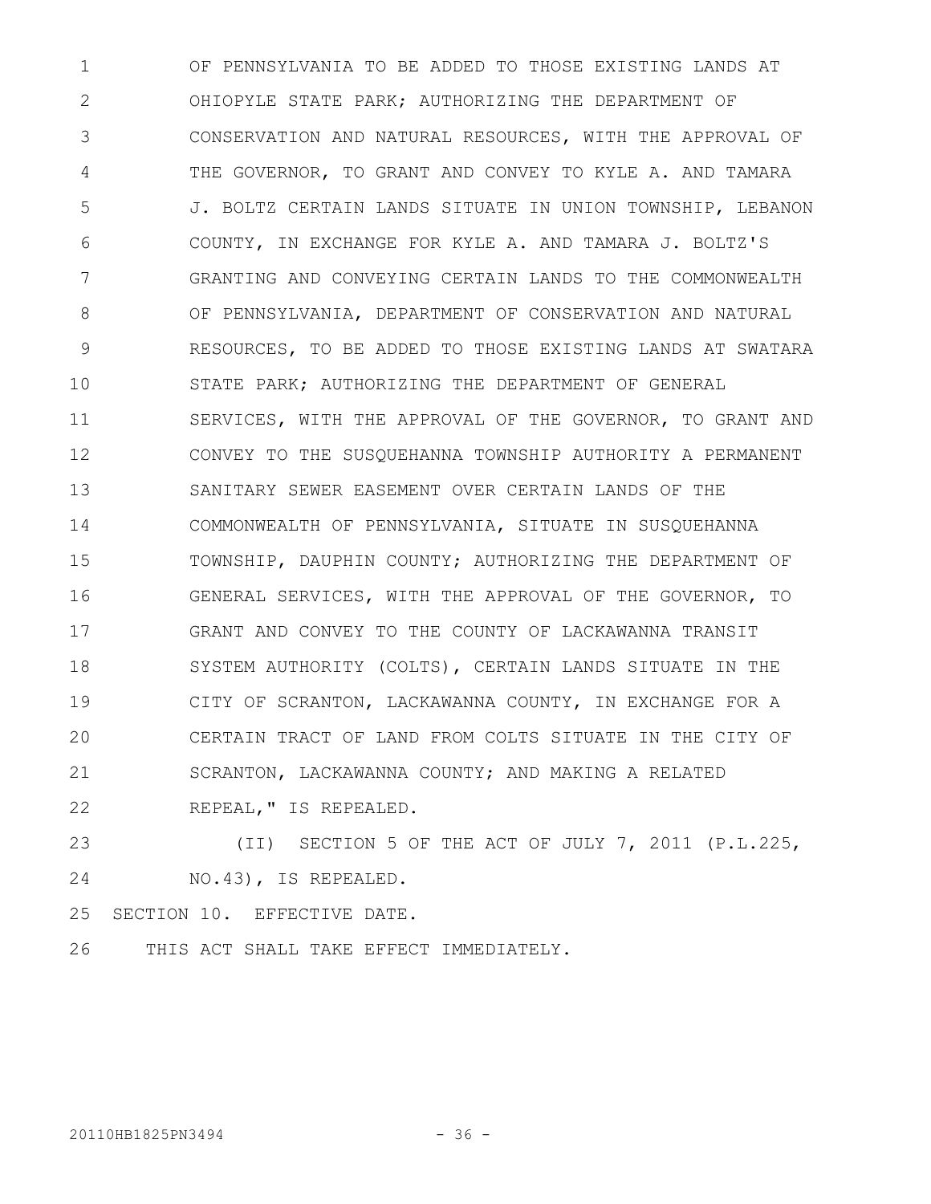OF PENNSYLVANIA TO BE ADDED TO THOSE EXISTING LANDS AT OHIOPYLE STATE PARK; AUTHORIZING THE DEPARTMENT OF CONSERVATION AND NATURAL RESOURCES, WITH THE APPROVAL OF THE GOVERNOR, TO GRANT AND CONVEY TO KYLE A. AND TAMARA J. BOLTZ CERTAIN LANDS SITUATE IN UNION TOWNSHIP, LEBANON COUNTY, IN EXCHANGE FOR KYLE A. AND TAMARA J. BOLTZ'S GRANTING AND CONVEYING CERTAIN LANDS TO THE COMMONWEALTH OF PENNSYLVANIA, DEPARTMENT OF CONSERVATION AND NATURAL RESOURCES, TO BE ADDED TO THOSE EXISTING LANDS AT SWATARA STATE PARK; AUTHORIZING THE DEPARTMENT OF GENERAL SERVICES, WITH THE APPROVAL OF THE GOVERNOR, TO GRANT AND CONVEY TO THE SUSQUEHANNA TOWNSHIP AUTHORITY A PERMANENT SANITARY SEWER EASEMENT OVER CERTAIN LANDS OF THE COMMONWEALTH OF PENNSYLVANIA, SITUATE IN SUSQUEHANNA TOWNSHIP, DAUPHIN COUNTY; AUTHORIZING THE DEPARTMENT OF GENERAL SERVICES, WITH THE APPROVAL OF THE GOVERNOR, TO GRANT AND CONVEY TO THE COUNTY OF LACKAWANNA TRANSIT SYSTEM AUTHORITY (COLTS), CERTAIN LANDS SITUATE IN THE CITY OF SCRANTON, LACKAWANNA COUNTY, IN EXCHANGE FOR A CERTAIN TRACT OF LAND FROM COLTS SITUATE IN THE CITY OF SCRANTON, LACKAWANNA COUNTY; AND MAKING A RELATED REPEAL," IS REPEALED.

(II) SECTION 5 OF THE ACT OF JULY 7, 2011 (P.L.225, NO.43), IS REPEALED.

SECTION 10. EFFECTIVE DATE.

THIS ACT SHALL TAKE EFFECT IMMEDIATELY.